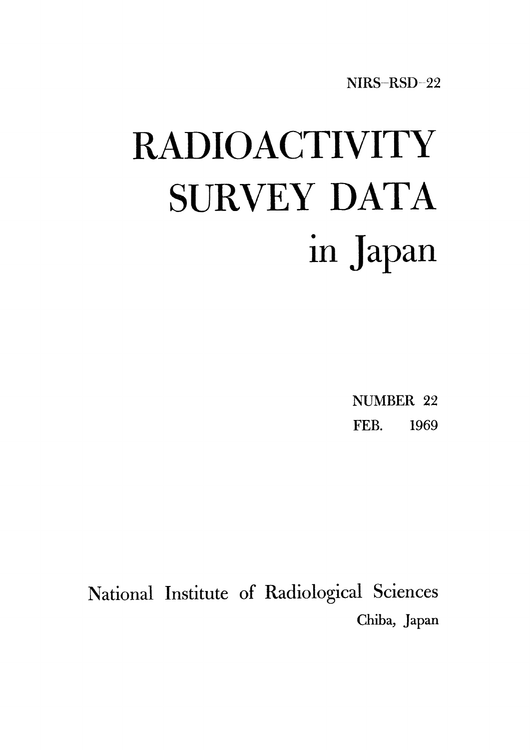NIRS-RSD-22

# RADIOACTIVITY SURVEY DATA in Japan

NUMBER 22

FEB. 1969

National Institute of Radiological Sciences

Chiba, Japan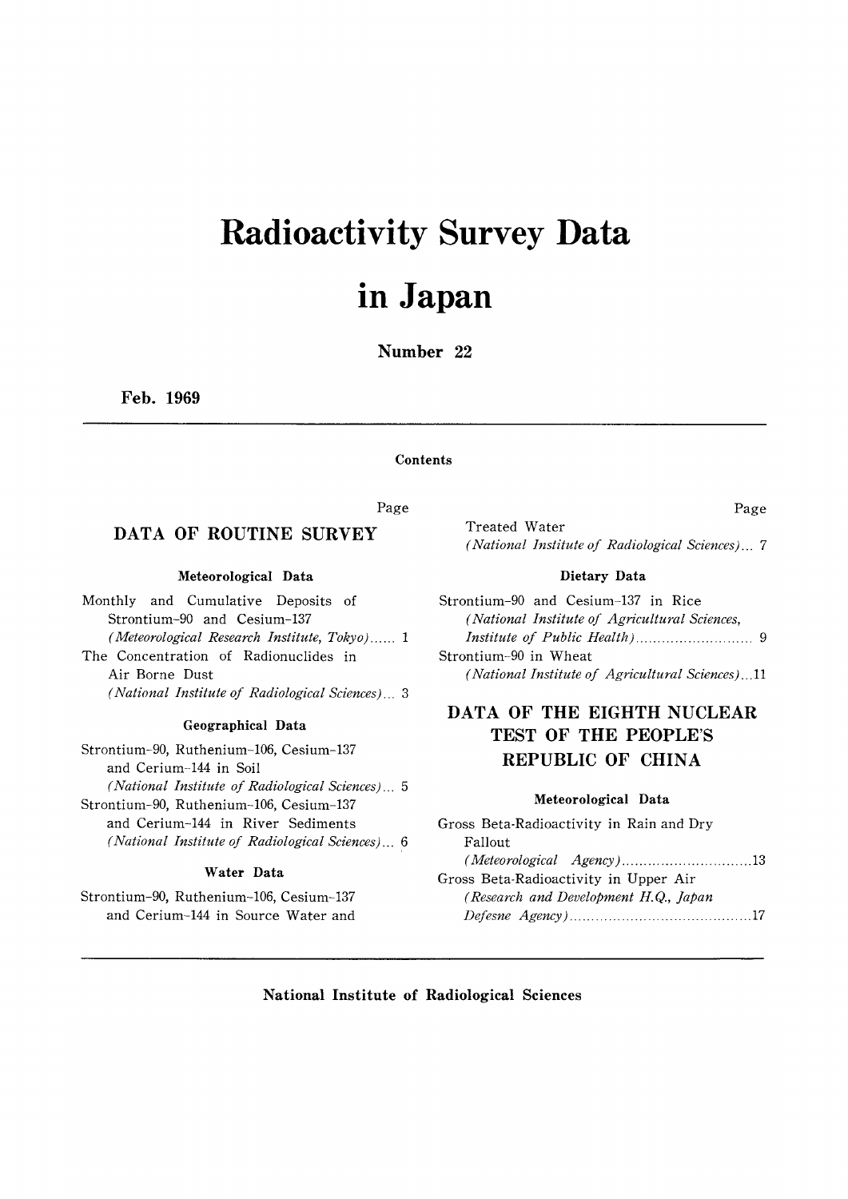# Radioactivity Survey Data in Japan

**Number 22**

**Feb. 1969**

**Contents**

## DATA OF ROUTINE SURVEY

### Meteorological Data

Monthly and Cumulative Deposits of Strontium-90 and Cesium-137
*(Meteorological Research Institute, Tokyo)*...... 1

The Concentration of Radionuclides in Air Borne Dust
*(National Institute of Radiological Sciences)*... 3

### Geographical Data

Strontium-90, Ruthenium-106, Cesium-137 and Cerium-144 in Soil
*(National Institute of Radiological Sciences)*... 5

Strontium-90, Ruthenium-106, Cesium-137 and Cerium-144 in River Sediments
*(National Institute of Radiological Sciences)*... 6

### Water Data

Strontium-90, Ruthenium-106, Cesium-137 and Cerium-144 in Source Water and Treated Water
*(National Institute of Radiological Sciences)*... 7

### Dietary Data

Strontium-90 and Cesium-137 in Rice
*(National Institute of Agricultural Sciences, Institute of Public Health)*........................... 9

Strontium-90 in Wheat
*(National Institute of Agricultural Sciences)*...11

## DATA OF THE EIGHTH NUCLEAR TEST OF THE PEOPLE'S REPUBLIC OF CHINA

### Meteorological Data

Gross Beta-Radioactivity in Rain and Dry Fallout
*(Meteorological Agency)*..............................13

Gross Beta-Radioactivity in Upper Air
*(Research and Development H.Q., Japan Defesne Agency)*..........................................17

**National Institute of Radiological Sciences**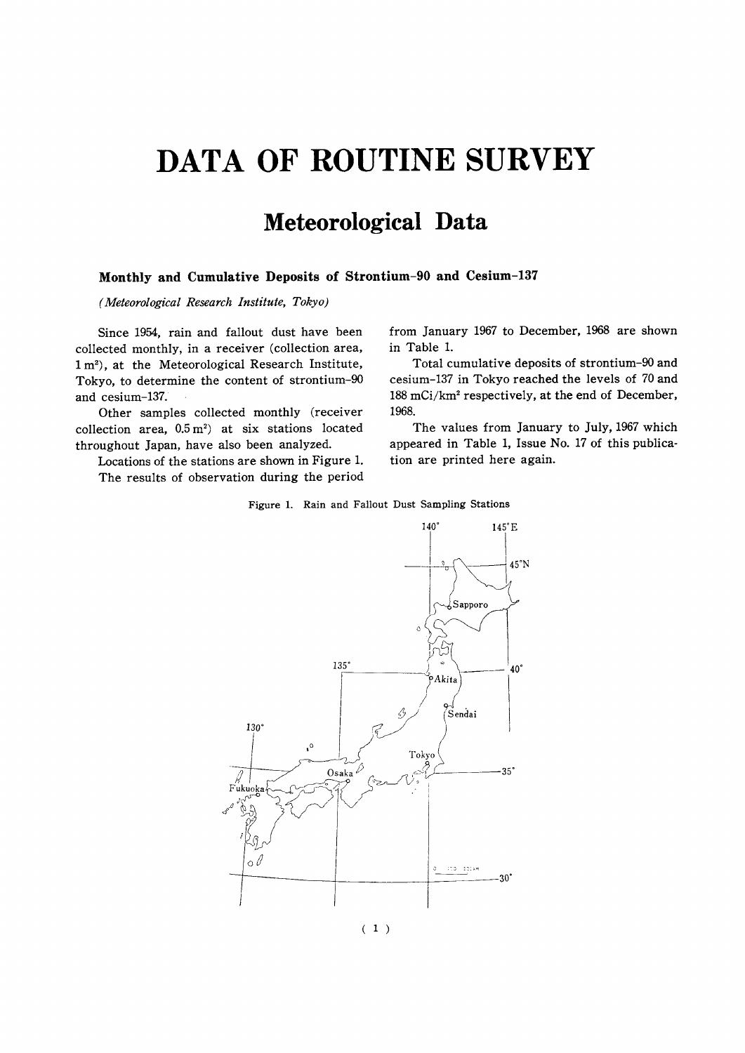# DATA OF ROUTINE SURVEY

## Meteorological Data

### Monthly and Cumulative Deposits of Strontium-90 and Cesium-137

*(Meteorological Research Institute, Tokyo)*

Since 1954, rain and fallout dust have been collected monthly, in a receiver (collection area, 1 $m^2$), at the Meteorological Research Institute, Tokyo, to determine the content of strontium-90 and cesium-137.

Other samples collected monthly (receiver collection area, 0.5 $m^2$) at six stations located throughout Japan, have also been analyzed.

Locations of the stations are shown in Figure 1.

The results of observation during the period from January 1967 to December, 1968 are shown in Table 1.

Total cumulative deposits of strontium-90 and cesium-137 in Tokyo reached the levels of 70 and 188 mCi/$km^2$ respectively, at the end of December, 1968.

The values from January to July, 1967 which appeared in Table 1, Issue No. 17 of this publication are printed here again.

Figure 1. Rain and Fallout Dust Sampling Stations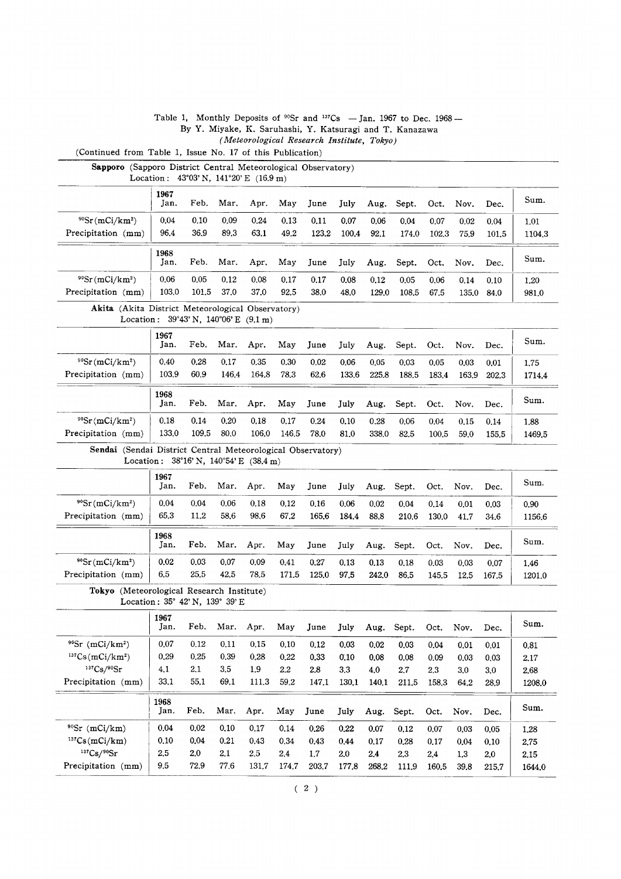Table 1, Monthly Deposits of $^{90}Sr$ and $^{137}Cs$ — Jan. 1967 to Dec. 1968 —

By Y. Miyake, K. Saruhashi, Y. Katsuragi and T. Kanazawa

*(Meteorological Research Institute, Tokyo)*

(Continued from Table 1, Issue No. 17 of this Publication)

**Sapporo** (Sapporo District Central Meteorological Observatory)
Location: 43°03' N, 141°20' E (16.9 m)

| | 1967 Jan. | Feb. | Mar. | Apr. | May | June | July | Aug. | Sept. | Oct. | Nov. | Dec. | Sum. |
|---|---|---|---|---|---|---|---|---|---|---|---|---|---|
| $^{90}Sr$ (mCi/km$^2$) | 0.04 | 0.10 | 0.09 | 0.24 | 0.13 | 0.11 | 0.07 | 0.06 | 0.04 | 0.07 | 0.02 | 0.04 | 1.01 |
| Precipitation (mm) | 96.4 | 36.9 | 89.3 | 63.1 | 49.2 | 123.2 | 100.4 | 92.1 | 174.0 | 102.3 | 75.9 | 101.5 | 1104.3 |

| | 1968 Jan. | Feb. | Mar. | Apr. | May | June | July | Aug. | Sept. | Oct. | Nov. | Dec. | Sum. |
|---|---|---|---|---|---|---|---|---|---|---|---|---|---|
| $^{90}Sr$ (mCi/km$^2$) | 0.06 | 0.05 | 0.12 | 0.08 | 0.17 | 0.17 | 0.08 | 0.12 | 0.05 | 0.06 | 0.14 | 0.10 | 1.20 |
| Precipitation (mm) | 103.0 | 101.5 | 37.0 | 37.0 | 92.5 | 38.0 | 48.0 | 129.0 | 108.5 | 67.5 | 135.0 | 84.0 | 981.0 |

**Akita** (Akita District Meteorological Observatory)
Location: 39°43' N, 140°06' E (9.1 m)

| | 1967 Jan. | Feb. | Mar. | Apr. | May | June | July | Aug. | Sept. | Oct. | Nov. | Dec. | Sum. |
|---|---|---|---|---|---|---|---|---|---|---|---|---|---|
| $^{90}Sr$ (mCi/km$^2$) | 0.40 | 0.28 | 0.17 | 0.35 | 0.30 | 0.02 | 0.06 | 0.05 | 0.03 | 0.05 | 0.03 | 0.01 | 1.75 |
| Precipitation (mm) | 103.9 | 60.9 | 146.4 | 164.8 | 78.3 | 62.6 | 133.6 | 225.8 | 188.5 | 183.4 | 163.9 | 202.3 | 1714.4 |

| | 1968 Jan. | Feb. | Mar. | Apr. | May | June | July | Aug. | Sept. | Oct. | Nov. | Dec. | Sum. |
|---|---|---|---|---|---|---|---|---|---|---|---|---|---|
| $^{90}Sr$ (mCi/km$^2$) | 0.18 | 0.14 | 0.20 | 0.18 | 0.17 | 0.24 | 0.10 | 0.28 | 0.06 | 0.04 | 0.15 | 0.14 | 1.88 |
| Precipitation (mm) | 133.0 | 109.5 | 80.0 | 106.0 | 146.5 | 78.0 | 81.0 | 338.0 | 82.5 | 100.5 | 59.0 | 155.5 | 1469.5 |

**Sendai** (Sendai District Central Meteorological Observatory)
Location: 38°16' N, 140°54' E (38.4 m)

| | 1967 Jan. | Feb. | Mar. | Apr. | May | June | July | Aug. | Sept. | Oct. | Nov. | Dec. | Sum. |
|---|---|---|---|---|---|---|---|---|---|---|---|---|---|
| $^{90}Sr$ (mCi/km$^2$) | 0.04 | 0.04 | 0.06 | 0.18 | 0.12 | 0.16 | 0.06 | 0.02 | 0.04 | 0.14 | 0.01 | 0.03 | 0.90 |
| Precipitation (mm) | 65.3 | 11.2 | 58.6 | 98.6 | 67.2 | 165.6 | 184.4 | 88.8 | 210.6 | 130.0 | 41.7 | 34.6 | 1156.6 |

| | 1968 Jan. | Feb. | Mar. | Apr. | May | June | July | Aug. | Sept. | Oct. | Nov. | Dec. | Sum. |
|---|---|---|---|---|---|---|---|---|---|---|---|---|---|
| $^{90}Sr$ (mCi/km$^2$) | 0.02 | 0.03 | 0.07 | 0.09 | 0.41 | 0.27 | 0.13 | 0.13 | 0.18 | 0.03 | 0.03 | 0.07 | 1.46 |
| Precipitation (mm) | 6.5 | 25.5 | 42.5 | 78.5 | 171.5 | 125.0 | 97.5 | 242.0 | 86.5 | 145.5 | 12.5 | 167.5 | 1201.0 |

**Tokyo** (Meteorological Research Institute)
Location: 35° 42' N, 139° 39' E

| | 1967 Jan. | Feb. | Mar. | Apr. | May | June | July | Aug. | Sept. | Oct. | Nov. | Dec. | Sum. |
|---|---|---|---|---|---|---|---|---|---|---|---|---|---|
| $^{90}Sr$ (mCi/km$^2$) | 0.07 | 0.12 | 0.11 | 0.15 | 0.10 | 0.12 | 0.03 | 0.02 | 0.03 | 0.04 | 0.01 | 0.01 | 0.81 |
| $^{137}Cs$ (mCi/km$^2$) | 0.29 | 0.25 | 0.39 | 0.28 | 0.22 | 0.33 | 0.10 | 0.08 | 0.08 | 0.09 | 0.03 | 0.03 | 2.17 |
| $^{137}Cs/^{90}Sr$ | 4.1 | 2.1 | 3.5 | 1.9 | 2.2 | 2.8 | 3.3 | 4.0 | 2.7 | 2.3 | 3.0 | 3.0 | 2.68 |
| Precipitation (mm) | 33.1 | 55.1 | 69.1 | 111.3 | 59.2 | 147.1 | 130.1 | 140.1 | 211.5 | 158.3 | 64.2 | 28.9 | 1208.0 |

| | 1968 Jan. | Feb. | Mar. | Apr. | May | June | July | Aug. | Sept. | Oct. | Nov. | Dec. | Sum. |
|---|---|---|---|---|---|---|---|---|---|---|---|---|---|
| $^{90}Sr$ (mCi/km) | 0.04 | 0.02 | 0.10 | 0.17 | 0.14 | 0.26 | 0.22 | 0.07 | 0.12 | 0.07 | 0.03 | 0.05 | 1.28 |
| $^{137}Cs$ (mCi/km) | 0.10 | 0.04 | 0.21 | 0.43 | 0.34 | 0.43 | 0.44 | 0.17 | 0.28 | 0.17 | 0.04 | 0.10 | 2.75 |
| $^{137}Cs/^{90}Sr$ | 2.5 | 2.0 | 2.1 | 2.5 | 2.4 | 1.7 | 2.0 | 2.4 | 2.3 | 2.4 | 1.3 | 2.0 | 2.15 |
| Precipitation (mm) | 9.5 | 72.9 | 77.6 | 131.7 | 174.7 | 203.7 | 177.8 | 268.2 | 111.9 | 160.5 | 39.8 | 215.7 | 1644.0 |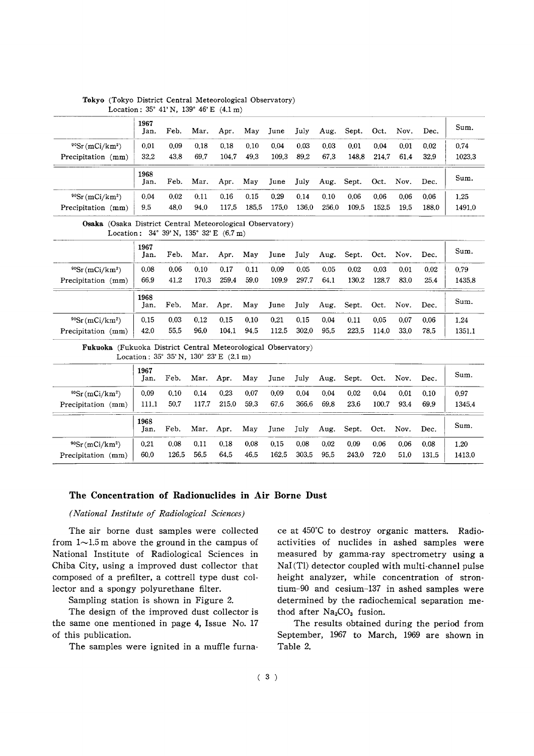**Tokyo** (Tokyo District Central Meteorological Observatory)
Location: 35° 41' N, 139° 46' E (4.1 m)

| | 1967 Jan. | Feb. | Mar. | Apr. | May | June | July | Aug. | Sept. | Oct. | Nov. | Dec. | Sum. |
|---|---|---|---|---|---|---|---|---|---|---|---|---|---|
| $^{90}Sr$ (mCi/km$^2$) | 0.01 | 0.09 | 0.18 | 0.18 | 0.10 | 0.04 | 0.03 | 0.03 | 0.01 | 0.04 | 0.01 | 0.02 | 0.74 |
| Precipitation (mm) | 32.2 | 43.8 | 69.7 | 104.7 | 49.3 | 109.3 | 89.2 | 67.3 | 148.8 | 214.7 | 61.4 | 32.9 | 1023.3 |

| | 1968 Jan. | Feb. | Mar. | Apr. | May | June | July | Aug. | Sept. | Oct. | Nov. | Dec. | Sum. |
|---|---|---|---|---|---|---|---|---|---|---|---|---|---|
| $^{90}Sr$ (mCi/km$^2$) | 0.04 | 0.02 | 0.11 | 0.16 | 0.15 | 0.29 | 0.14 | 0.10 | 0.06 | 0.06 | 0.06 | 0.06 | 1.25 |
| Precipitation (mm) | 9.5 | 48.0 | 94.0 | 117.5 | 185.5 | 175.0 | 136.0 | 256.0 | 109.5 | 152.5 | 19.5 | 188.0 | 1491.0 |

**Osaka** (Osaka District Central Meteorological Observatory)
Location: 34° 39' N, 135° 32' E (6.7 m)

| | 1967 Jan. | Feb. | Mar. | Apr. | May | June | July | Aug. | Sept. | Oct. | Nov. | Dec. | Sum. |
|---|---|---|---|---|---|---|---|---|---|---|---|---|---|
| $^{90}Sr$ (mCi/km$^2$) | 0.08 | 0.06 | 0.10 | 0.17 | 0.11 | 0.09 | 0.05 | 0.05 | 0.02 | 0.03 | 0.01 | 0.02 | 0.79 |
| Precipitation (mm) | 66.9 | 41.2 | 170.3 | 259.4 | 59.0 | 109.9 | 297.7 | 64.1 | 130.2 | 128.7 | 83.0 | 25.4 | 1435.8 |

| | 1968 Jan. | Feb. | Mar. | Apr. | May | June | July | Aug. | Sept. | Oct. | Nov. | Dec. | Sum. |
|---|---|---|---|---|---|---|---|---|---|---|---|---|---|
| $^{90}Sr$ (mCi/km$^2$) | 0.15 | 0.03 | 0.12 | 0.15 | 0.10 | 0.21 | 0.15 | 0.04 | 0.11 | 0.05 | 0.07 | 0.06 | 1.24 |
| Precipitation (mm) | 42.0 | 55.5 | 96.0 | 104.1 | 94.5 | 112.5 | 302.0 | 95.5 | 223.5 | 114.0 | 33.0 | 78.5 | 1351.1 |

**Fukuoka** (Fukuoka District Central Meteorological Observatory)
Location: 35° 35' N, 130° 23' E (2.1 m)

| | 1967 Jan. | Feb. | Mar. | Apr. | May | June | July | Aug. | Sept. | Oct. | Nov. | Dec. | Sum. |
|---|---|---|---|---|---|---|---|---|---|---|---|---|---|
| $^{90}Sr$ (mCi/km$^2$) | 0.09 | 0.10 | 0.14 | 0.23 | 0.07 | 0.09 | 0.04 | 0.04 | 0.02 | 0.04 | 0.01 | 0.10 | 0.97 |
| Precipitation (mm) | 111.1 | 50.7 | 117.7 | 215.0 | 59.3 | 67.6 | 366.6 | 69.8 | 23.6 | 100.7 | 93.4 | 69.9 | 1345.4 |

| | 1968 Jan. | Feb. | Mar. | Apr. | May | June | July | Aug. | Sept. | Oct. | Nov. | Dec. | Sum. |
|---|---|---|---|---|---|---|---|---|---|---|---|---|---|
| $^{90}Sr$ (mCi/km$^2$) | 0.21 | 0.08 | 0.11 | 0.18 | 0.08 | 0.15 | 0.08 | 0.02 | 0.09 | 0.06 | 0.06 | 0.08 | 1.20 |
| Precipitation (mm) | 60.0 | 126.5 | 56.5 | 64.5 | 46.5 | 162.5 | 303.5 | 95.5 | 243.0 | 72.0 | 51.0 | 131.5 | 1413.0 |

## The Concentration of Radionuclides in Air Borne Dust

*(National Institute of Radiological Sciences)*

The air borne dust samples were collected from 1~1.5 m above the ground in the campus of National Institute of Radiological Sciences in Chiba City, using a improved dust collector that composed of a prefilter, a cottrell type dust collector and a spongy polyurethane filter.

Sampling station is shown in Figure 2.

The design of the improved dust collector is the same one mentioned in page 4, Issue No. 17 of this publication.

The samples were ignited in a muffle furnace at 450°C to destroy organic matters. Radioactivities of nuclides in ashed samples were measured by gamma-ray spectrometry using a NaI(Tl) detector coupled with multi-channel pulse height analyzer, while concentration of strontium-90 and cesium-137 in ashed samples were determined by the radiochemical separation method after $Na_2CO_3$ fusion.

The results obtained during the period from September, 1967 to March, 1969 are shown in Table 2.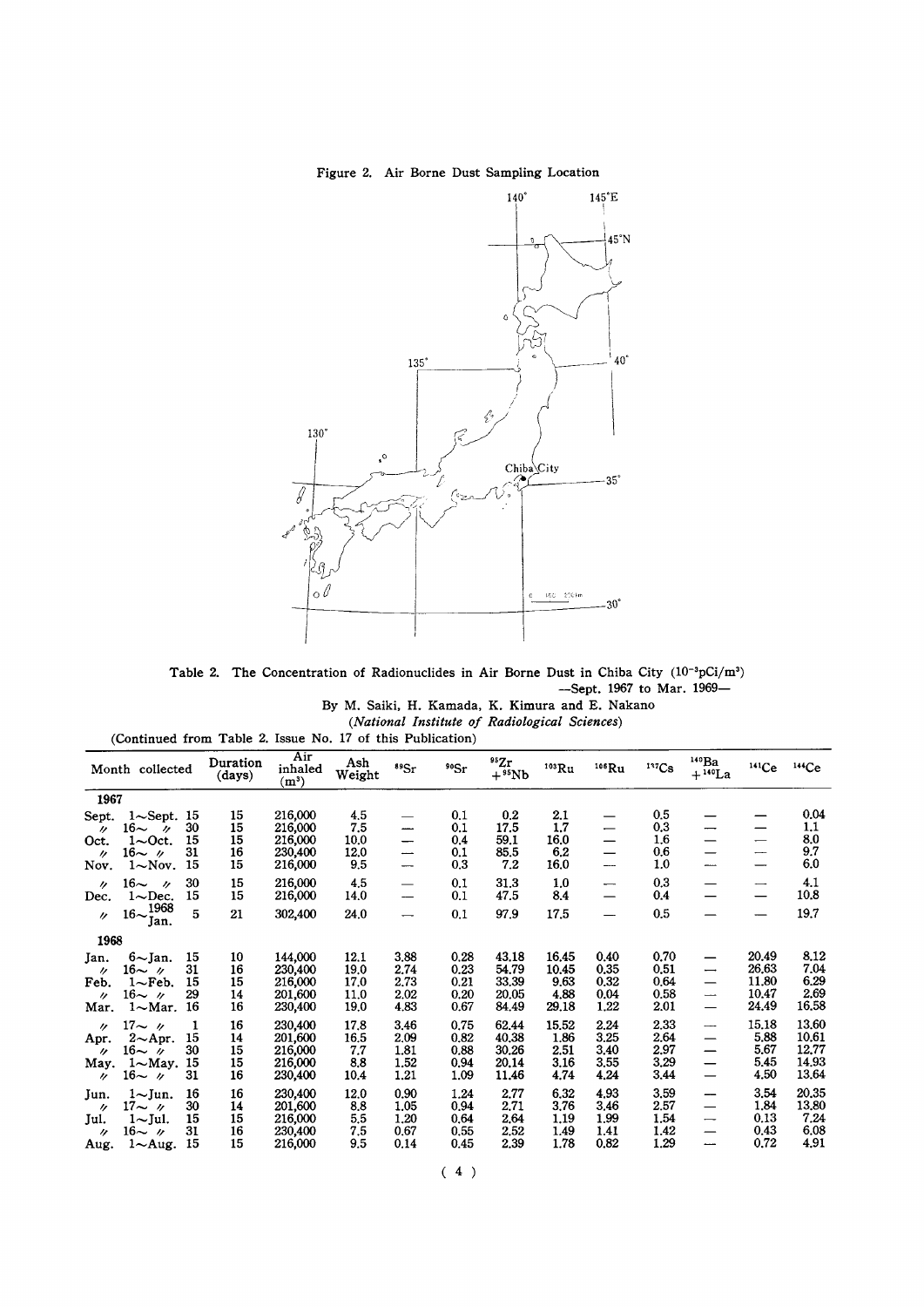Figure 2. Air Borne Dust Sampling Location

Table 2. The Concentration of Radionuclides in Air Borne Dust in Chiba City ($10^{-3}$pCi/m$^3$)
—Sept. 1967 to Mar. 1969—

By M. Saiki, H. Kamada, K. Kimura and E. Nakano

*(National Institute of Radiological Sciences)*

(Continued from Table 2. Issue No. 17 of this Publication)

| Month collected | Duration (days) | Air inhaled (m$^3$) | Ash Weight | $^{89}$Sr | $^{90}$Sr | $^{95}$Zr + $^{95}$Nb | $^{103}$Ru | $^{106}$Ru | $^{137}$Cs | $^{140}$Ba + $^{140}$La | $^{141}$Ce | $^{144}$Ce |
|---|---|---|---|---|---|---|---|---|---|---|---|---|
| **1967** | | | | | | | | | | | | |
| Sept. 1～Sept. 15 | 15 | 216,000 | 4.5 | — | 0.1 | 0.2 | 2.1 | — | 0.5 | — | — | 0.04 |
| 〃 16～ 〃 30 | 15 | 216,000 | 7.5 | — | 0.1 | 17.5 | 1.7 | — | 0.3 | — | — | 1.1 |
| Oct. 1～Oct. 15 | 15 | 216,000 | 10.0 | — | 0.4 | 59.1 | 16.0 | — | 1.6 | — | — | 8.0 |
| 〃 16～ 〃 31 | 16 | 230,400 | 12.0 | — | 0.1 | 85.5 | 6.2 | — | 0.6 | — | — | 9.7 |
| Nov. 1～Nov. 15 | 15 | 216,000 | 9.5 | — | 0.3 | 7.2 | 16.0 | — | 1.0 | — | — | 6.0 |
| 〃 16～ 〃 30 | 15 | 216,000 | 4.5 | — | 0.1 | 31.3 | 1.0 | — | 0.3 | — | — | 4.1 |
| Dec. 1～Dec. 15 | 15 | 216,000 | 14.0 | — | 0.1 | 47.5 | 8.4 | — | 0.4 | — | — | 10.8 |
| 〃 16～1968 Jan. 5 | 21 | 302,400 | 24.0 | — | 0.1 | 97.9 | 17.5 | — | 0.5 | — | — | 19.7 |
| **1968** | | | | | | | | | | | | |
| Jan. 6～Jan. 15 | 10 | 144,000 | 12.1 | 3.88 | 0.28 | 43.18 | 16.45 | 0.40 | 0.70 | — | 20.49 | 8.12 |
| 〃 16～ 〃 31 | 16 | 230,400 | 19.0 | 2.74 | 0.23 | 54.79 | 10.45 | 0.35 | 0.51 | — | 26.63 | 7.04 |
| Feb. 1～Feb. 15 | 15 | 216,000 | 17.0 | 2.73 | 0.21 | 33.39 | 9.63 | 0.32 | 0.64 | — | 11.80 | 6.29 |
| 〃 16～ 〃 29 | 14 | 201,600 | 11.0 | 2.02 | 0.20 | 20.05 | 4.88 | 0.04 | 0.58 | — | 10.47 | 2.69 |
| Mar. 1～Mar. 16 | 16 | 230,400 | 19.0 | 4.83 | 0.67 | 84.49 | 29.18 | 1.22 | 2.01 | — | 24.49 | 16.58 |
| 〃 17～ 〃 1 | 16 | 230,400 | 17.8 | 3.46 | 0.75 | 62.44 | 15.52 | 2.24 | 2.33 | — | 15.18 | 13.60 |
| Apr. 2～Apr. 15 | 14 | 201,600 | 16.5 | 2.09 | 0.82 | 40.38 | 1.86 | 3.25 | 2.64 | — | 5.88 | 10.61 |
| 〃 16～ 〃 30 | 15 | 216,000 | 7.7 | 1.81 | 0.88 | 30.26 | 2.51 | 3.40 | 2.97 | — | 5.67 | 12.77 |
| May. 1～May. 15 | 15 | 216,000 | 8.8 | 1.52 | 0.94 | 20.14 | 3.16 | 3.55 | 3.29 | — | 5.45 | 14.93 |
| 〃 16～ 〃 31 | 16 | 230,400 | 10.4 | 1.21 | 1.09 | 11.46 | 4.74 | 4.24 | 3.44 | — | 4.50 | 13.64 |
| Jun. 1～Jun. 16 | 16 | 230,400 | 12.0 | 0.90 | 1.24 | 2.77 | 6.32 | 4.93 | 3.59 | — | 3.54 | 20.35 |
| 〃 17～ 〃 30 | 14 | 201,600 | 8.8 | 1.05 | 0.94 | 2.71 | 3.76 | 3.46 | 2.57 | — | 1.84 | 13.80 |
| Jul. 1～Jul. 15 | 15 | 216,000 | 5.5 | 1.20 | 0.64 | 2.64 | 1.19 | 1.99 | 1.54 | — | 0.13 | 7.24 |
| 〃 16～ 〃 31 | 16 | 230,400 | 7.5 | 0.67 | 0.55 | 2.52 | 1.49 | 1.41 | 1.42 | — | 0.43 | 6.08 |
| Aug. 1～Aug. 15 | 15 | 216,000 | 9.5 | 0.14 | 0.45 | 2.39 | 1.78 | 0.82 | 1.29 | — | 0.72 | 4.91 |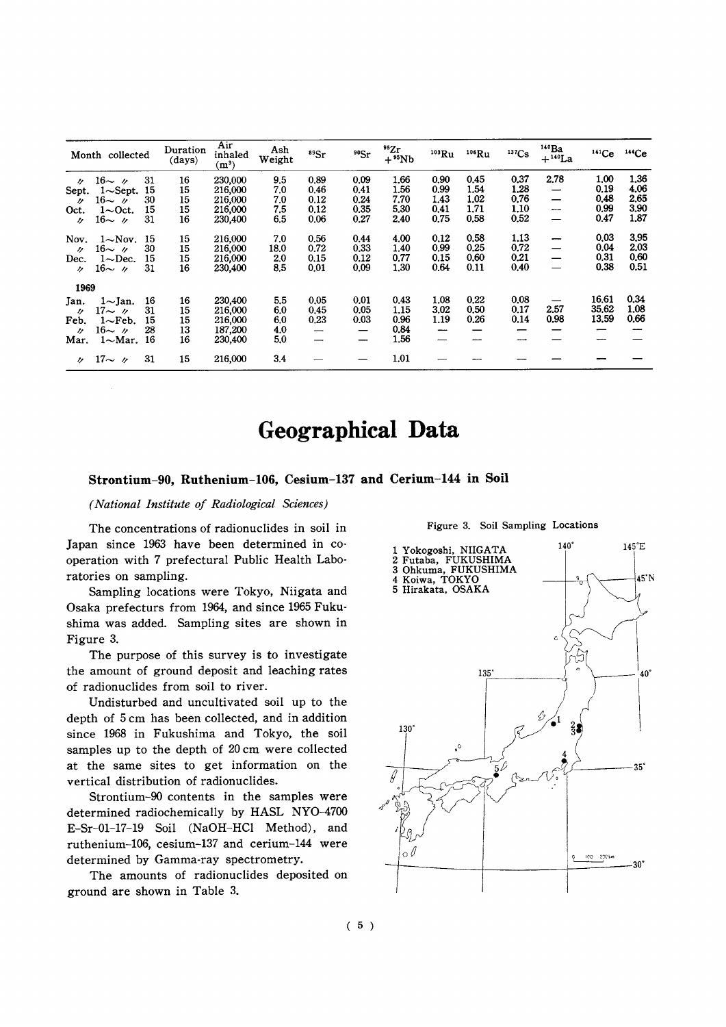| Month collected | | | Duration (days) | Air inhaled ($m^3$) | Ash Weight | $^{89}Sr$ | $^{90}Sr$ | $^{95}Zr + ^{95}Nb$ | $^{103}Ru$ | $^{106}Ru$ | $^{137}Cs$ | $^{140}Ba + ^{140}La$ | $^{141}Ce$ | $^{144}Ce$ |
|---|---|---|---|---|---|---|---|---|---|---|---|---|---|---|
| 〃 | 16～ 〃 | 31 | 16 | 230,000 | 9.5 | 0.89 | 0.09 | 1.66 | 0.90 | 0.45 | 0.37 | 2.78 | 1.00 | 1.36 |
| Sept. | 1～Sept. | 15 | 15 | 216,000 | 7.0 | 0.46 | 0.41 | 1.56 | 0.99 | 1.54 | 1.28 | — | 0.19 | 4.06 |
| 〃 | 16～ 〃 | 30 | 15 | 216,000 | 7.0 | 0.12 | 0.24 | 7.70 | 1.43 | 1.02 | 0.76 | — | 0.48 | 2.65 |
| Oct. | 1～Oct. | 15 | 15 | 216,000 | 7.5 | 0.12 | 0.35 | 5.30 | 0.41 | 1.71 | 1.10 | — | 0.99 | 3.90 |
| 〃 | 16～ 〃 | 31 | 16 | 230,400 | 6.5 | 0.06 | 0.27 | 2.40 | 0.75 | 0.58 | 0.52 | — | 0.47 | 1.87 |
| Nov. | 1～Nov. | 15 | 15 | 216,000 | 7.0 | 0.56 | 0.44 | 4.00 | 0.12 | 0.58 | 1.13 | — | 0.03 | 3.95 |
| 〃 | 16～ 〃 | 30 | 15 | 216,000 | 18.0 | 0.72 | 0.33 | 1.40 | 0.99 | 0.25 | 0.72 | — | 0.04 | 2.03 |
| Dec. | 1～Dec. | 15 | 15 | 216,000 | 2.0 | 0.15 | 0.12 | 0.77 | 0.15 | 0.60 | 0.21 | — | 0.31 | 0.60 |
| 〃 | 16～ 〃 | 31 | 16 | 230,400 | 8.5 | 0.01 | 0.09 | 1.30 | 0.64 | 0.11 | 0.40 | — | 0.38 | 0.51 |
| **1969** | | | | | | | | | | | | | | |
| Jan. | 1～Jan. | 16 | 16 | 230,400 | 5.5 | 0.05 | 0.01 | 0.43 | 1.08 | 0.22 | 0.08 | — | 16.61 | 0.34 |
| 〃 | 17～ 〃 | 31 | 15 | 216,000 | 6.0 | 0.45 | 0.05 | 1.15 | 3.02 | 0.50 | 0.17 | 2.57 | 35.62 | 1.08 |
| Feb. | 1～Feb. | 15 | 15 | 216,000 | 6.0 | 0.23 | 0.03 | 0.96 | 1.19 | 0.26 | 0.14 | 0.98 | 13.59 | 0.66 |
| 〃 | 16～ 〃 | 28 | 13 | 187,200 | 4.0 | — | — | 0.84 | — | — | — | — | — | — |
| Mar. | 1～Mar. | 16 | 16 | 230,400 | 5.0 | — | — | 1.56 | — | — | — | — | — | — |
| 〃 | 17～ 〃 | 31 | 15 | 216,000 | 3.4 | — | — | 1.01 | — | — | — | — | — | — |

# Geographical Data

## Strontium-90, Ruthenium-106, Cesium-137 and Cerium-144 in Soil

*(National Institute of Radiological Sciences)*

The concentrations of radionuclides in soil in Japan since 1963 have been determined in cooperation with 7 prefectural Public Health Laboratories on sampling.

Sampling locations were Tokyo, Niigata and Osaka prefecturs from 1964, and since 1965 Fukushima was added. Sampling sites are shown in Figure 3.

The purpose of this survey is to investigate the amount of ground deposit and leaching rates of radionuclides from soil to river.

Undisturbed and uncultivated soil up to the depth of 5 cm has been collected, and in addition since 1968 in Fukushima and Tokyo, the soil samples up to the depth of 20 cm were collected at the same sites to get information on the vertical distribution of radionuclides.

Strontium-90 contents in the samples were determined radiochemically by HASL NYO-4700 E-Sr-01-17-19 Soil (NaOH-HCl Method), and ruthenium-106, cesium-137 and cerium-144 were determined by Gamma-ray spectrometry.

The amounts of radionuclides deposited on ground are shown in Table 3.

Figure 3. Soil Sampling Locations

1 Yokogoshi, NIIGATA
2 Futaba, FUKUSHIMA
3 Ohkuma, FUKUSHIMA
4 Koiwa, TOKYO
5 Hirakata, OSAKA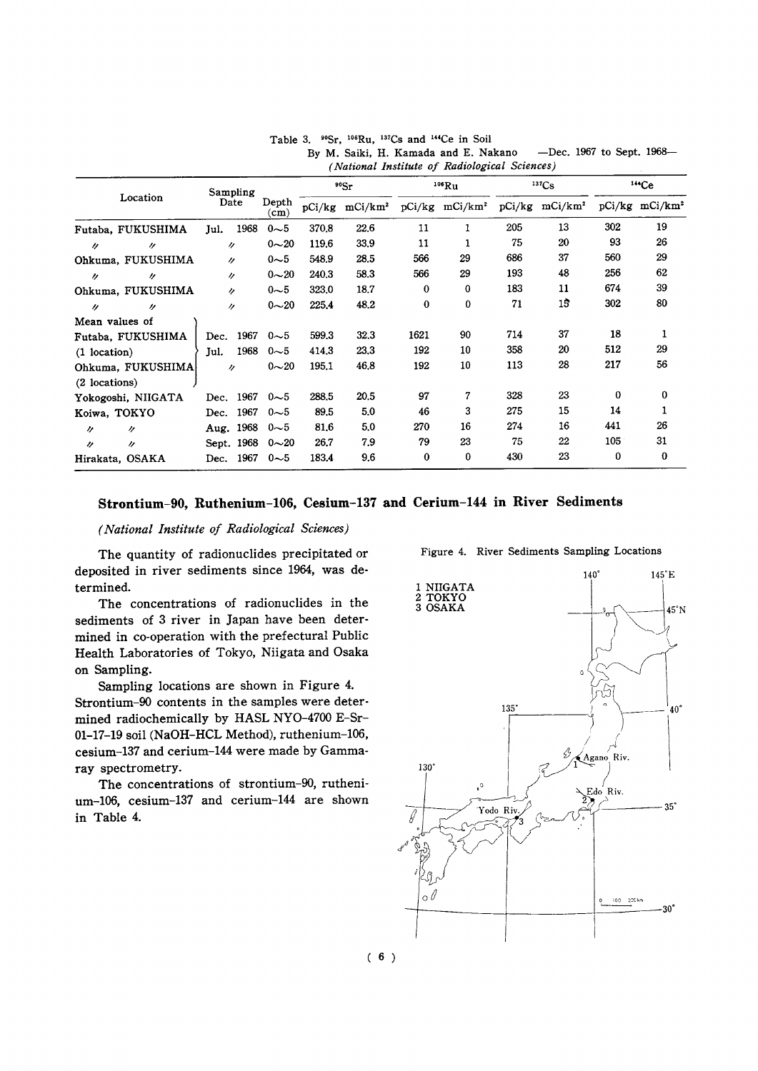Table 3. $^{90}Sr$, $^{106}Ru$, $^{137}Cs$ and $^{144}Ce$ in Soil

By M. Saiki, H. Kamada and E. Nakano —Dec. 1967 to Sept. 1968—

*(National Institute of Radiological Sciences)*

| Location | Sampling Date | Depth (cm) | $^{90}Sr$ | | $^{106}Ru$ | | $^{137}Cs$ | | $^{144}Ce$ | |
|---|---|---|---|---|---|---|---|---|---|---|
| | | | pCi/kg | mCi/km² | pCi/kg | mCi/km² | pCi/kg | mCi/km² | pCi/kg | mCi/km² |
| Futaba, FUKUSHIMA | Jul. 1968 | 0~5 | 370.8 | 22.6 | 11 | 1 | 205 | 13 | 302 | 19 |
| 〃 〃 | 〃 | 0~20 | 119.6 | 33.9 | 11 | 1 | 75 | 20 | 93 | 26 |
| Ohkuma, FUKUSHIMA | 〃 | 0~5 | 548.9 | 28.5 | 566 | 29 | 686 | 37 | 560 | 29 |
| 〃 〃 | 〃 | 0~20 | 240.3 | 58.3 | 566 | 29 | 193 | 48 | 256 | 62 |
| Ohkuma, FUKUSHIMA | 〃 | 0~5 | 323.0 | 18.7 | 0 | 0 | 183 | 11 | 674 | 39 |
| 〃 〃 | 〃 | 0~20 | 225.4 | 48.2 | 0 | 0 | 71 | 15 | 302 | 80 |
| Mean values of Futaba, FUKUSHIMA (1 location) | Dec. 1967 | 0~5 | 599.3 | 32.3 | 1621 | 90 | 714 | 37 | 18 | 1 |
| Ohkuma, FUKUSHIMA (2 locations) | Jul. 1968 | 0~5 | 414.3 | 23.3 | 192 | 10 | 358 | 20 | 512 | 29 |
| | 〃 | 0~20 | 195.1 | 46.8 | 192 | 10 | 113 | 28 | 217 | 56 |
| Yokogoshi, NIIGATA | Dec. 1967 | 0~5 | 288.5 | 20.5 | 97 | 7 | 328 | 23 | 0 | 0 |
| Koiwa, TOKYO | Dec. 1967 | 0~5 | 89.5 | 5.0 | 46 | 3 | 275 | 15 | 14 | 1 |
| 〃 〃 | Aug. 1968 | 0~5 | 81.6 | 5.0 | 270 | 16 | 274 | 16 | 441 | 26 |
| 〃 〃 | Sept. 1968 | 0~20 | 26.7 | 7.9 | 79 | 23 | 75 | 22 | 105 | 31 |
| Hirakata, OSAKA | Dec. 1967 | 0~5 | 183.4 | 9.6 | 0 | 0 | 430 | 23 | 0 | 0 |

## Strontium-90, Ruthenium-106, Cesium-137 and Cerium-144 in River Sediments

*(National Institute of Radiological Sciences)*

The quantity of radionuclides precipitated or deposited in river sediments since 1964, was determined.

The concentrations of radionuclides in the sediments of 3 river in Japan have been determined in co-operation with the prefectural Public Health Laboratories of Tokyo, Niigata and Osaka on Sampling.

Sampling locations are shown in Figure 4. Strontium-90 contents in the samples were determined radiochemically by HASL NYO-4700 E-Sr-01-17-19 soil (NaOH-HCL Method), ruthenium-106, cesium-137 and cerium-144 were made by Gamma-ray spectrometry.

The concentrations of strontium-90, ruthenium-106, cesium-137 and cerium-144 are shown in Table 4.

Figure 4. River Sediments Sampling Locations

1 NIIGATA
2 TOKYO
3 OSAKA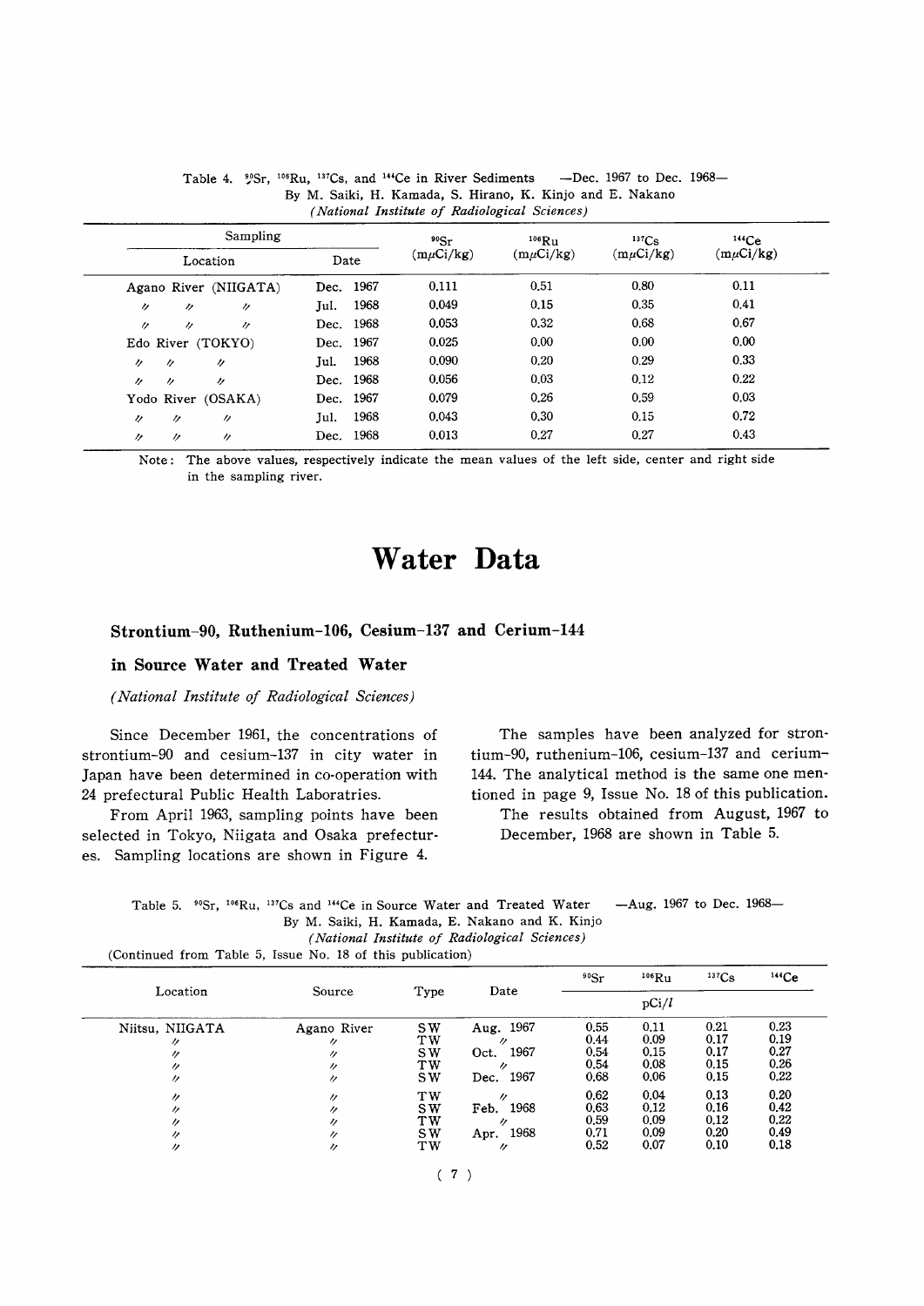Table 4. $^{90}Sr$, $^{106}Ru$, $^{137}Cs$, and $^{144}Ce$ in River Sediments —Dec. 1967 to Dec. 1968—
By M. Saiki, H. Kamada, S. Hirano, K. Kinjo and E. Nakano
*(National Institute of Radiological Sciences)*

| Sampling | | $^{90}Sr$ | $^{106}Ru$ | $^{137}Cs$ | $^{144}Ce$ |
|---|---|---|---|---|---|
| Location | Date | (mμCi/kg) | (mμCi/kg) | (mμCi/kg) | (mμCi/kg) |
| Agano River (NIIGATA) | Dec. 1967 | 0.111 | 0.51 | 0.80 | 0.11 |
| 〃 〃 〃 | Jul. 1968 | 0.049 | 0.15 | 0.35 | 0.41 |
| 〃 〃 〃 | Dec. 1968 | 0.053 | 0.32 | 0.68 | 0.67 |
| Edo River (TOKYO) | Dec. 1967 | 0.025 | 0.00 | 0.00 | 0.00 |
| 〃 〃 〃 | Jul. 1968 | 0.090 | 0.20 | 0.29 | 0.33 |
| 〃 〃 〃 | Dec. 1968 | 0.056 | 0.03 | 0.12 | 0.22 |
| Yodo River (OSAKA) | Dec. 1967 | 0.079 | 0.26 | 0.59 | 0.03 |
| 〃 〃 〃 | Jul. 1968 | 0.043 | 0.30 | 0.15 | 0.72 |
| 〃 〃 〃 | Dec. 1968 | 0.013 | 0.27 | 0.27 | 0.43 |

Note: The above values, respectively indicate the mean values of the left side, center and right side in the sampling river.

# Water Data

## Strontium-90, Ruthenium-106, Cesium-137 and Cerium-144 in Source Water and Treated Water

*(National Institute of Radiological Sciences)*

Since December 1961, the concentrations of strontium-90 and cesium-137 in city water in Japan have been determined in co-operation with 24 prefectural Public Health Laboratries.

From April 1963, sampling points have been selected in Tokyo, Niigata and Osaka prefectures. Sampling locations are shown in Figure 4.

The samples have been analyzed for strontium-90, ruthenium-106, cesium-137 and cerium-144. The analytical method is the same one mentioned in page 9, Issue No. 18 of this publication.

The results obtained from August, 1967 to December, 1968 are shown in Table 5.

Table 5. $^{90}Sr$, $^{106}Ru$, $^{137}Cs$ and $^{144}Ce$ in Source Water and Treated Water —Aug. 1967 to Dec. 1968—
By M. Saiki, H. Kamada, E. Nakano and K. Kinjo
*(National Institute of Radiological Sciences)*
(Continued from Table 5, Issue No. 18 of this publication)

| Location | Source | Type | Date | $^{90}Sr$ | $^{106}Ru$ | $^{137}Cs$ | $^{144}Ce$ |
|---|---|---|---|---|---|---|---|
| | | | | pCi/*l* | | | |
| Niitsu, NIIGATA | Agano River | SW | Aug. 1967 | 0.55 | 0.11 | 0.21 | 0.23 |
| 〃 | 〃 | TW | 〃 | 0.44 | 0.09 | 0.17 | 0.19 |
| 〃 | 〃 | SW | Oct. 1967 | 0.54 | 0.15 | 0.17 | 0.27 |
| 〃 | 〃 | TW | 〃 | 0.54 | 0.08 | 0.15 | 0.26 |
| 〃 | 〃 | SW | Dec. 1967 | 0.68 | 0.06 | 0.15 | 0.22 |
| 〃 | 〃 | TW | 〃 | 0.62 | 0.04 | 0.13 | 0.20 |
| 〃 | 〃 | SW | Feb. 1968 | 0.63 | 0.12 | 0.16 | 0.42 |
| 〃 | 〃 | TW | 〃 | 0.59 | 0.09 | 0.12 | 0.22 |
| 〃 | 〃 | SW | Apr. 1968 | 0.71 | 0.09 | 0.20 | 0.49 |
| 〃 | 〃 | TW | 〃 | 0.52 | 0.07 | 0.10 | 0.18 |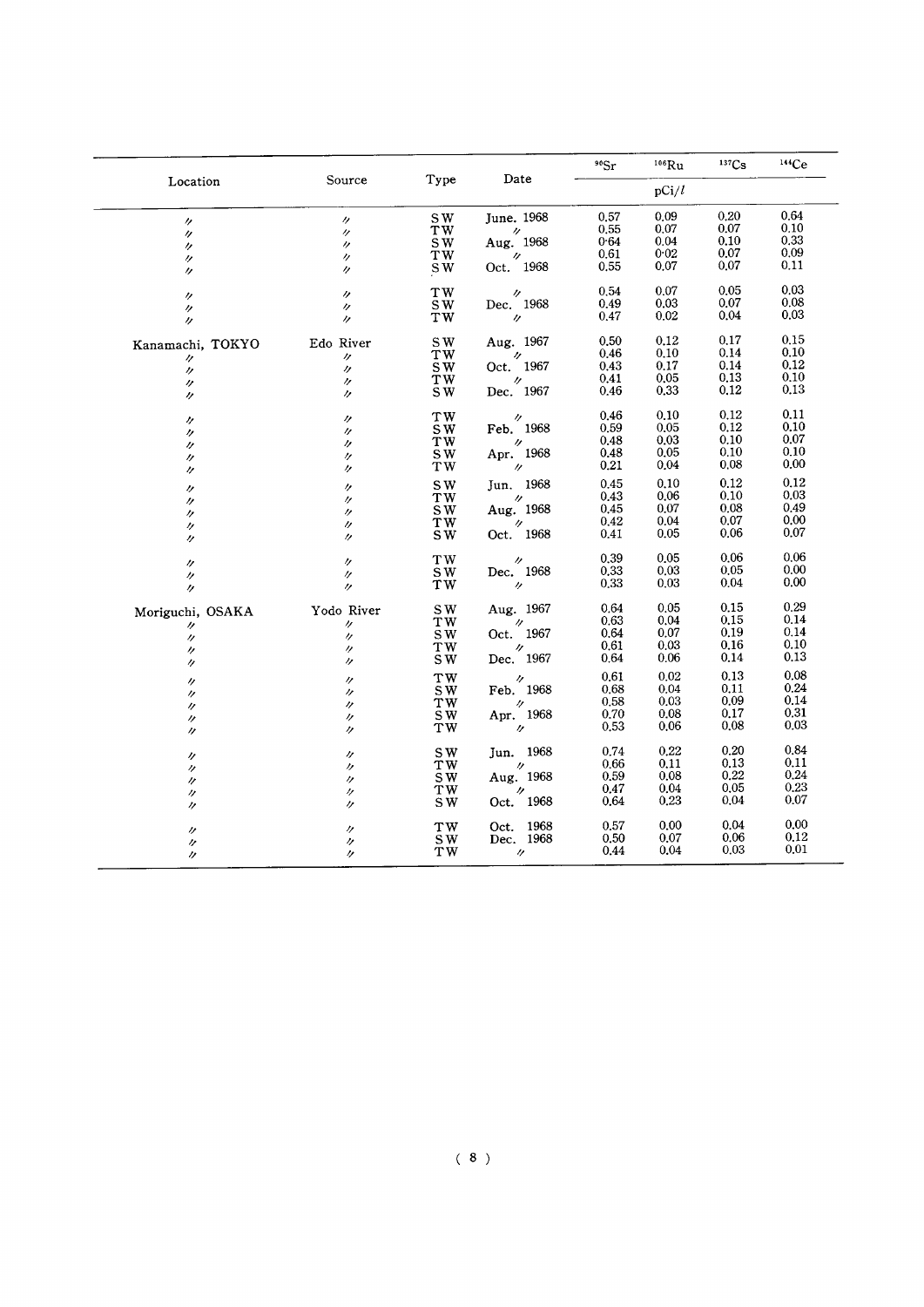| Location | Source | Type | Date | $^{90}Sr$ | $^{106}Ru$ | $^{137}Cs$ | $^{144}Ce$ |
|---|---|---|---|---|---|---|---|
| | | | | pCi/$l$ | | | |
| 〃 | 〃 | SW | June. 1968 | 0.57 | 0.09 | 0.20 | 0.64 |
| 〃 | 〃 | TW | 〃 | 0.55 | 0.07 | 0.07 | 0.10 |
| 〃 | 〃 | SW | Aug. 1968 | 0.64 | 0.04 | 0.10 | 0.33 |
| 〃 | 〃 | TW | 〃 | 0.61 | 0.02 | 0.07 | 0.09 |
| 〃 | 〃 | SW | Oct. 1968 | 0.55 | 0.07 | 0.07 | 0.11 |
| 〃 | 〃 | TW | 〃 | 0.54 | 0.07 | 0.05 | 0.03 |
| 〃 | 〃 | SW | Dec. 1968 | 0.49 | 0.03 | 0.07 | 0.08 |
| 〃 | 〃 | TW | 〃 | 0.47 | 0.02 | 0.04 | 0.03 |
| Kanamachi, TOKYO | Edo River | SW | Aug. 1967 | 0.50 | 0.12 | 0.17 | 0.15 |
| 〃 | 〃 | TW | 〃 | 0.46 | 0.10 | 0.14 | 0.10 |
| 〃 | 〃 | SW | Oct. 1967 | 0.43 | 0.17 | 0.14 | 0.12 |
| 〃 | 〃 | TW | 〃 | 0.41 | 0.05 | 0.13 | 0.10 |
| 〃 | 〃 | SW | Dec. 1967 | 0.46 | 0.33 | 0.12 | 0.13 |
| 〃 | 〃 | TW | 〃 | 0.46 | 0.10 | 0.12 | 0.11 |
| 〃 | 〃 | SW | Feb. 1968 | 0.59 | 0.05 | 0.12 | 0.10 |
| 〃 | 〃 | TW | 〃 | 0.48 | 0.03 | 0.10 | 0.07 |
| 〃 | 〃 | SW | Apr. 1968 | 0.48 | 0.05 | 0.10 | 0.10 |
| 〃 | 〃 | TW | 〃 | 0.21 | 0.04 | 0.08 | 0.00 |
| 〃 | 〃 | SW | Jun. 1968 | 0.45 | 0.10 | 0.12 | 0.12 |
| 〃 | 〃 | TW | 〃 | 0.43 | 0.06 | 0.10 | 0.03 |
| 〃 | 〃 | SW | Aug. 1968 | 0.45 | 0.07 | 0.08 | 0.49 |
| 〃 | 〃 | TW | 〃 | 0.42 | 0.04 | 0.07 | 0.00 |
| 〃 | 〃 | SW | Oct. 1968 | 0.41 | 0.05 | 0.06 | 0.07 |
| 〃 | 〃 | TW | 〃 | 0.39 | 0.05 | 0.06 | 0.06 |
| 〃 | 〃 | SW | Dec. 1968 | 0.33 | 0.03 | 0.05 | 0.00 |
| 〃 | 〃 | TW | 〃 | 0.33 | 0.03 | 0.04 | 0.00 |
| Moriguchi, OSAKA | Yodo River | SW | Aug. 1967 | 0.64 | 0.05 | 0.15 | 0.29 |
| 〃 | 〃 | TW | 〃 | 0.63 | 0.04 | 0.15 | 0.14 |
| 〃 | 〃 | SW | Oct. 1967 | 0.64 | 0.07 | 0.19 | 0.14 |
| 〃 | 〃 | TW | 〃 | 0.61 | 0.03 | 0.16 | 0.10 |
| 〃 | 〃 | SW | Dec. 1967 | 0.64 | 0.06 | 0.14 | 0.13 |
| 〃 | 〃 | TW | 〃 | 0.61 | 0.02 | 0.13 | 0.08 |
| 〃 | 〃 | SW | Feb. 1968 | 0.68 | 0.04 | 0.11 | 0.24 |
| 〃 | 〃 | TW | 〃 | 0.58 | 0.03 | 0.09 | 0.14 |
| 〃 | 〃 | SW | Apr. 1968 | 0.70 | 0.08 | 0.17 | 0.31 |
| 〃 | 〃 | TW | 〃 | 0.53 | 0.06 | 0.08 | 0.03 |
| 〃 | 〃 | SW | Jun. 1968 | 0.74 | 0.22 | 0.20 | 0.84 |
| 〃 | 〃 | TW | 〃 | 0.66 | 0.11 | 0.13 | 0.11 |
| 〃 | 〃 | SW | Aug. 1968 | 0.59 | 0.08 | 0.22 | 0.24 |
| 〃 | 〃 | TW | 〃 | 0.47 | 0.04 | 0.05 | 0.23 |
| 〃 | 〃 | SW | Oct. 1968 | 0.64 | 0.23 | 0.04 | 0.07 |
| 〃 | 〃 | TW | Oct. 1968 | 0.57 | 0.00 | 0.04 | 0.00 |
| 〃 | 〃 | SW | Dec. 1968 | 0.50 | 0.07 | 0.06 | 0.12 |
| 〃 | 〃 | TW | 〃 | 0.44 | 0.04 | 0.03 | 0.01 |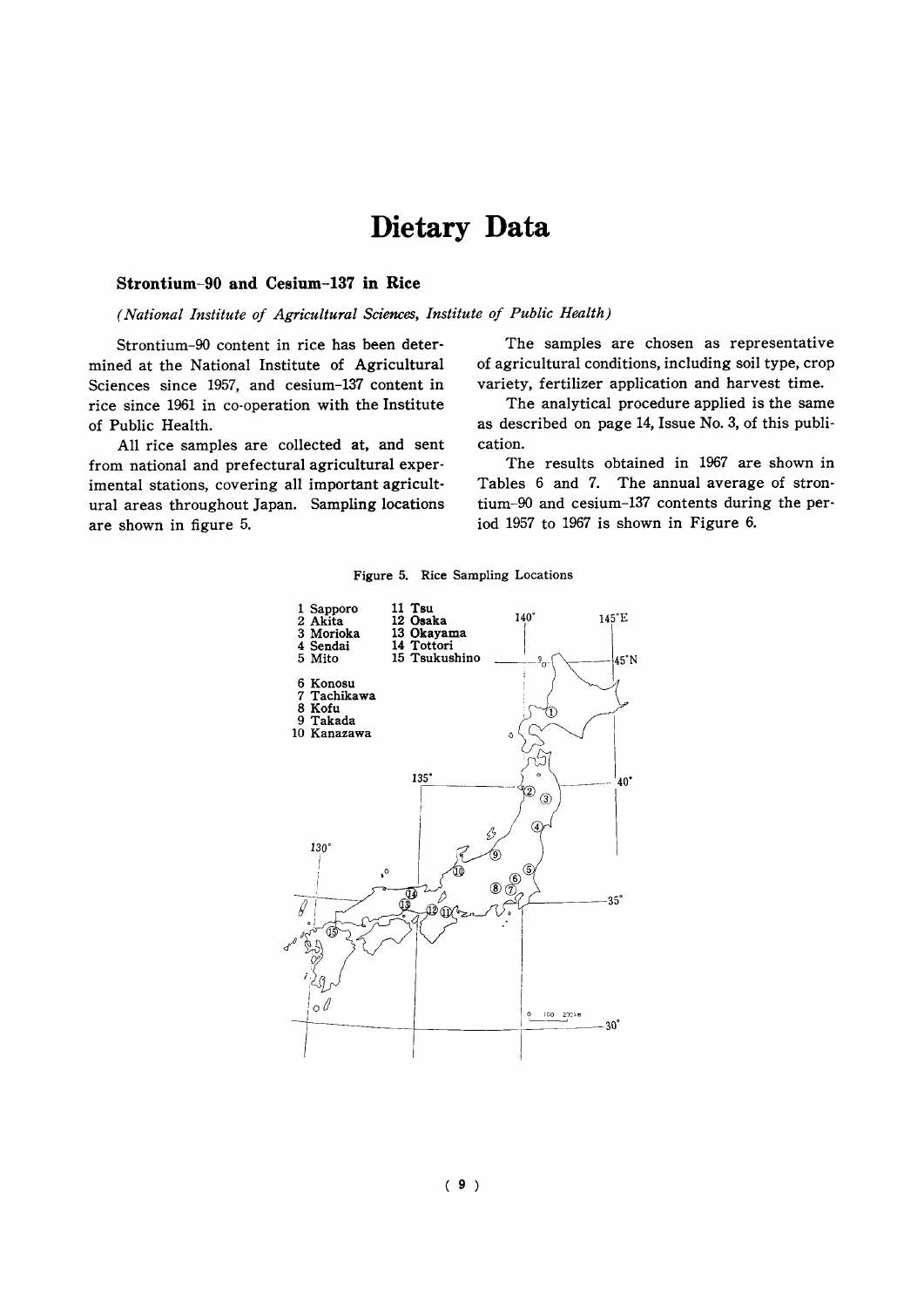# Dietary Data

### Strontium-90 and Cesium-137 in Rice

*(National Institute of Agricultural Sciences, Institute of Public Health)*

Strontium-90 content in rice has been determined at the National Institute of Agricultural Sciences since 1957, and cesium-137 content in rice since 1961 in co-operation with the Institute of Public Health.

All rice samples are collected at, and sent from national and prefectural agricultural experimental stations, covering all important agricultural areas throughout Japan. Sampling locations are shown in figure 5.

The samples are chosen as representative of agricultural conditions, including soil type, crop variety, fertilizer application and harvest time.

The analytical procedure applied is the same as described on page 14, Issue No. 3, of this publication.

The results obtained in 1967 are shown in Tables 6 and 7. The annual average of strontium-90 and cesium-137 contents during the period 1957 to 1967 is shown in Figure 6.

Figure 5. Rice Sampling Locations

1 Sapporo
2 Akita
3 Morioka
4 Sendai
5 Mito
6 Konosu
7 Tachikawa
8 Kofu
9 Takada
10 Kanazawa
11 Tsu
12 Osaka
13 Okayama
14 Tottori
15 Tsukushino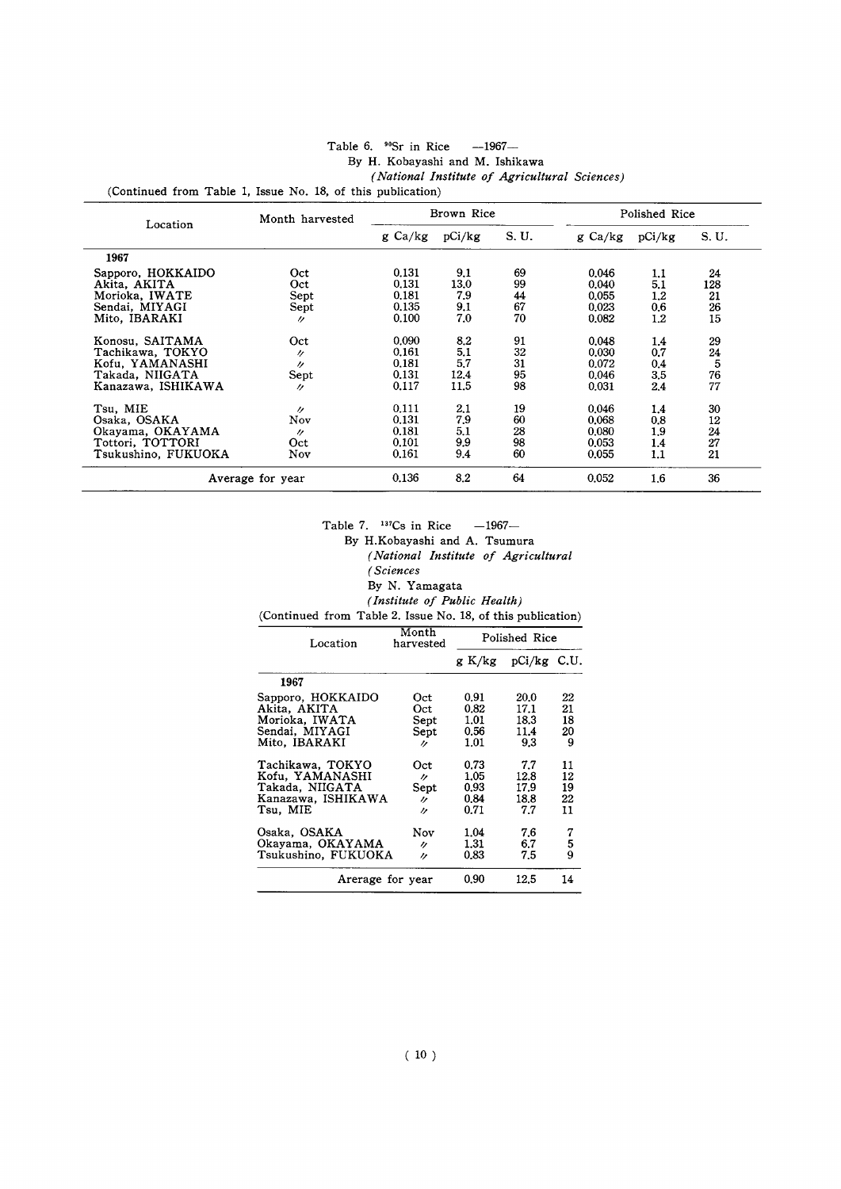Table 6. $^{90}Sr$ in Rice —1967—

By H. Kobayashi and M. Ishikawa

*(National Institute of Agricultural Sciences)*

(Continued from Table 1, Issue No. 18, of this publication)

| Location | Month harvested | Brown Rice | | | Polished Rice | | |
|---|---|---|---|---|---|---|---|
| | | g Ca/kg | pCi/kg | S. U. | g Ca/kg | pCi/kg | S. U. |
| **1967** | | | | | | | |
| Sapporo, HOKKAIDO | Oct | 0.131 | 9.1 | 69 | 0.046 | 1.1 | 24 |
| Akita, AKITA | Oct | 0.131 | 13.0 | 99 | 0.040 | 5.1 | 128 |
| Morioka, IWATE | Sept | 0.181 | 7.9 | 44 | 0.055 | 1.2 | 21 |
| Sendai, MIYAGI | Sept | 0.135 | 9.1 | 67 | 0.023 | 0.6 | 26 |
| Mito, IBARAKI | 〃 | 0.100 | 7.0 | 70 | 0.082 | 1.2 | 15 |
| Konosu, SAITAMA | Oct | 0.090 | 8.2 | 91 | 0.048 | 1.4 | 29 |
| Tachikawa, TOKYO | 〃 | 0.161 | 5.1 | 32 | 0.030 | 0.7 | 24 |
| Kofu, YAMANASHI | 〃 | 0.181 | 5.7 | 31 | 0.072 | 0.4 | 5 |
| Takada, NIIGATA | Sept | 0.131 | 12.4 | 95 | 0.046 | 3.5 | 76 |
| Kanazawa, ISHIKAWA | 〃 | 0.117 | 11.5 | 98 | 0.031 | 2.4 | 77 |
| Tsu, MIE | 〃 | 0.111 | 2.1 | 19 | 0.046 | 1.4 | 30 |
| Osaka, OSAKA | Nov | 0.131 | 7.9 | 60 | 0.068 | 0.8 | 12 |
| Okayama, OKAYAMA | 〃 | 0.181 | 5.1 | 28 | 0.080 | 1.9 | 24 |
| Tottori, TOTTORI | Oct | 0.101 | 9.9 | 98 | 0.053 | 1.4 | 27 |
| Tsukushino, FUKUOKA | Nov | 0.161 | 9.4 | 60 | 0.055 | 1.1 | 21 |
| Average for year | | 0.136 | 8.2 | 64 | 0.052 | 1.6 | 36 |

Table 7. $^{137}Cs$ in Rice —1967—

By H.Kobayashi and A. Tsumura

*(National Institute of Agricultural*

*(Sciences*

By N. Yamagata

*(Institute of Public Health)*

(Continued from Table 2. Issue No. 18, of this publication)

| Location | Month harvested | Polished Rice | | |
|---|---|---|---|---|
| | | g K/kg | pCi/kg | C.U. |
| **1967** | | | | |
| Sapporo, HOKKAIDO | Oct | 0.91 | 20.0 | 22 |
| Akita, AKITA | Oct | 0.82 | 17.1 | 21 |
| Morioka, IWATA | Sept | 1.01 | 18.3 | 18 |
| Sendai, MIYAGI | Sept | 0.56 | 11.4 | 20 |
| Mito, IBARAKI | 〃 | 1.01 | 9.3 | 9 |
| Tachikawa, TOKYO | Oct | 0.73 | 7.7 | 11 |
| Kofu, YAMANASHI | 〃 | 1.05 | 12.8 | 12 |
| Takada, NIIGATA | Sept | 0.93 | 17.9 | 19 |
| Kanazawa, ISHIKAWA | 〃 | 0.84 | 18.8 | 22 |
| Tsu, MIE | 〃 | 0.71 | 7.7 | 11 |
| Osaka, OSAKA | Nov | 1.04 | 7.6 | 7 |
| Okayama, OKAYAMA | 〃 | 1.31 | 6.7 | 5 |
| Tsukushino, FUKUOKA | 〃 | 0.83 | 7.5 | 9 |
| Arerage for year | | 0.90 | 12.5 | 14 |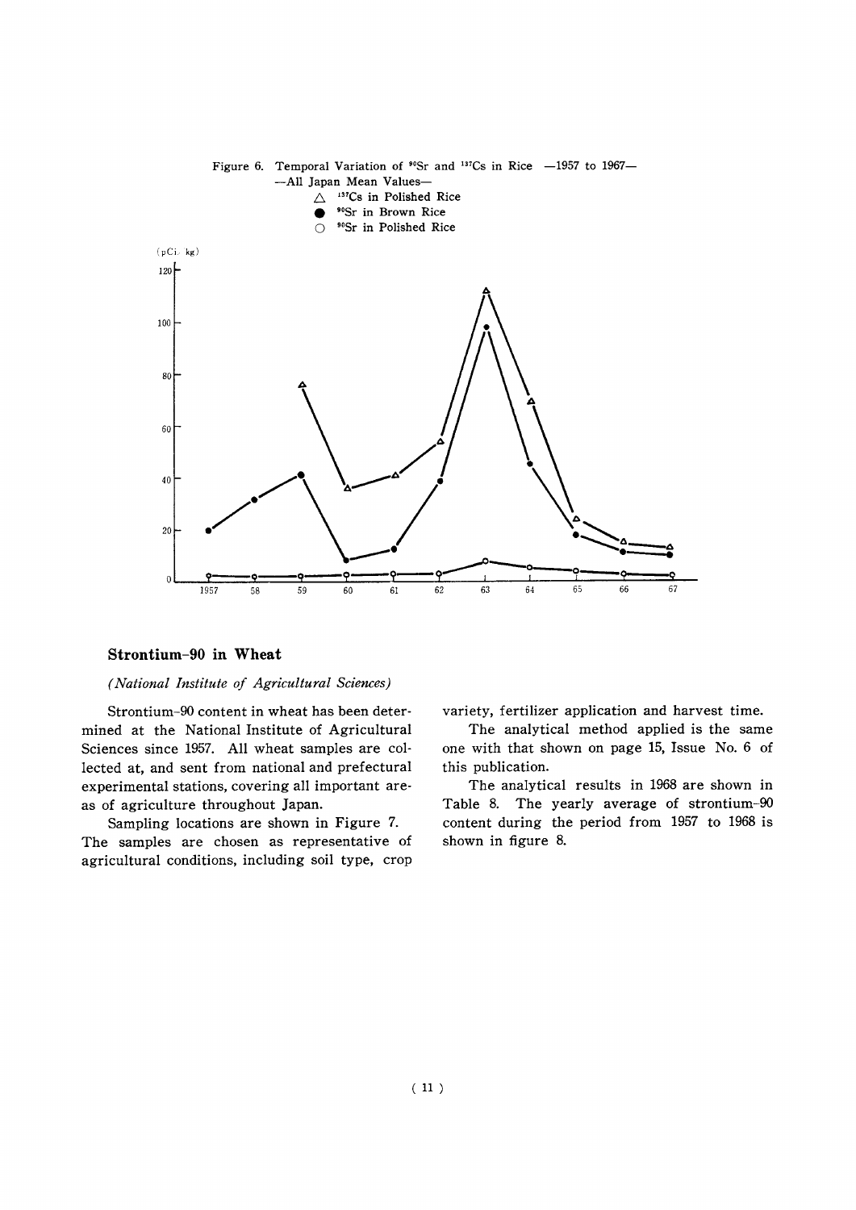Figure 6. Temporal Variation of $^{90}Sr$ and $^{137}Cs$ in Rice —1957 to 1967—
—All Japan Mean Values—

△ $^{137}Cs$ in Polished Rice
● $^{90}Sr$ in Brown Rice
○ $^{90}Sr$ in Polished Rice

## Strontium-90 in Wheat

*(National Institute of Agricultural Sciences)*

Strontium-90 content in wheat has been determined at the National Institute of Agricultural Sciences since 1957. All wheat samples are collected at, and sent from national and prefectural experimental stations, covering all important areas of agriculture throughout Japan.

Sampling locations are shown in Figure 7. The samples are chosen as representative of agricultural conditions, including soil type, crop variety, fertilizer application and harvest time.

The analytical method applied is the same one with that shown on page 15, Issue No. 6 of this publication.

The analytical results in 1968 are shown in Table 8. The yearly average of strontium-90 content during the period from 1957 to 1968 is shown in figure 8.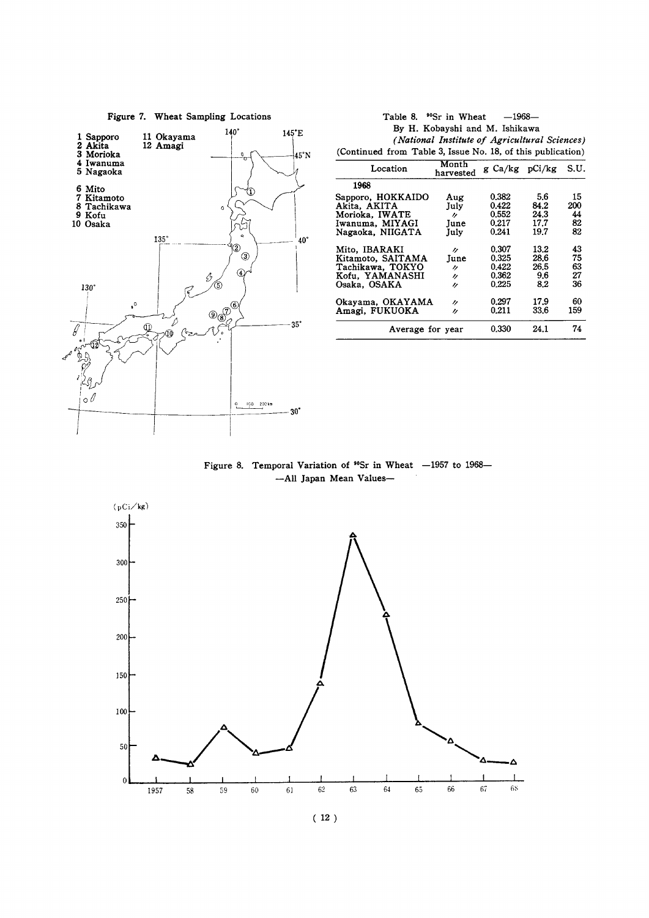Figure 7. Wheat Sampling Locations

1 Sapporo
2 Akita
3 Morioka
4 Iwanuma
5 Nagaoka
6 Mito
7 Kitamoto
8 Tachikawa
9 Kofu
10 Osaka
11 Okayama
12 Amagi

Table 8. $^{90}Sr$ in Wheat —1968—

By H. Kobayshi and M. Ishikawa

*(National Institute of Agricultural Sciences)*

(Continued from Table 3, Issue No. 18, of this publication)

| Location | Month harvested | g Ca/kg | pCi/kg | S.U. |
|---|---|---|---|---|
| **1968** | | | | |
| Sapporo, HOKKAIDO | Aug | 0.382 | 5.6 | 15 |
| Akita, AKITA | July | 0.422 | 84.2 | 200 |
| Morioka, IWATE | 〃 | 0.552 | 24.3 | 44 |
| Iwanuma, MIYAGI | June | 0.217 | 17.7 | 82 |
| Nagaoka, NIIGATA | July | 0.241 | 19.7 | 82 |
| Mito, IBARAKI | 〃 | 0.307 | 13.2 | 43 |
| Kitamoto, SAITAMA | June | 0.325 | 28.6 | 75 |
| Tachikawa, TOKYO | 〃 | 0.422 | 26.5 | 63 |
| Kofu, YAMANASHI | 〃 | 0.362 | 9.6 | 27 |
| Osaka, OSAKA | 〃 | 0.225 | 8.2 | 36 |
| Okayama, OKAYAMA | 〃 | 0.297 | 17.9 | 60 |
| Amagi, FUKUOKA | 〃 | 0.211 | 33.6 | 159 |
| Average for year | | 0.330 | 24.1 | 74 |

Figure 8. Temporal Variation of $^{90}Sr$ in Wheat —1957 to 1968—
—All Japan Mean Values—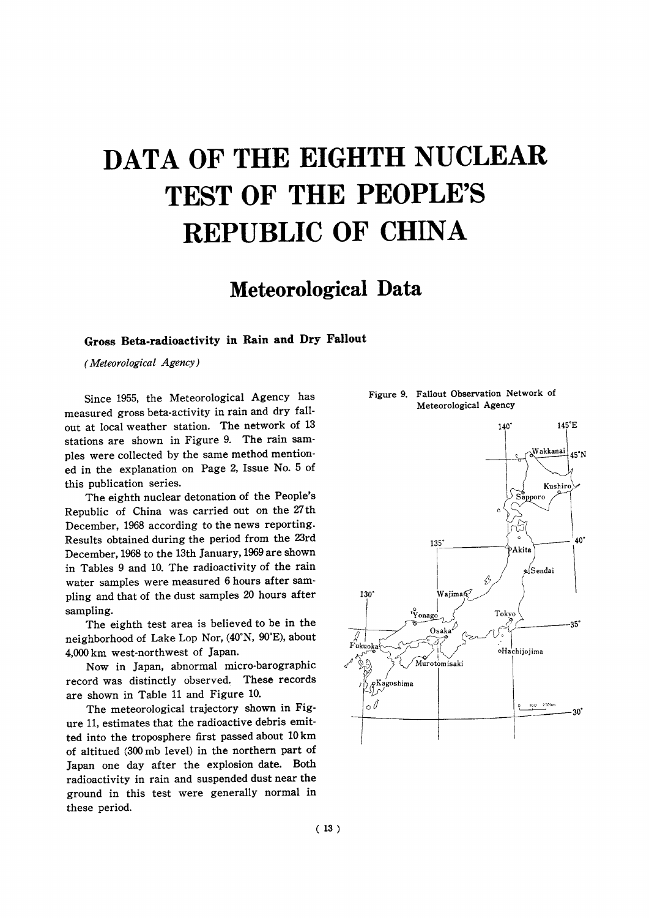# DATA OF THE EIGHTH NUCLEAR TEST OF THE PEOPLE'S REPUBLIC OF CHINA

## Meteorological Data

### Gross Beta-radioactivity in Rain and Dry Fallout

*(Meteorological Agency)*

Since 1955, the Meteorological Agency has measured gross beta-activity in rain and dry fallout at local weather station. The network of 13 stations are shown in Figure 9. The rain samples were collected by the same method mentioned in the explanation on Page 2, Issue No. 5 of this publication series.

The eighth nuclear detonation of the People's Republic of China was carried out on the 27th December, 1968 according to the news reporting. Results obtained during the period from the 23rd December, 1968 to the 13th January, 1969 are shown in Tables 9 and 10. The radioactivity of the rain water samples were measured 6 hours after sampling and that of the dust samples 20 hours after sampling.

The eighth test area is believed to be in the neighborhood of Lake Lop Nor, (40°N, 90°E), about 4,000 km west-northwest of Japan.

Now in Japan, abnormal micro-barographic record was distinctly observed. These records are shown in Table 11 and Figure 10.

The meteorological trajectory shown in Figure 11, estimates that the radioactive debris emitted into the troposphere first passed about 10 km of altitued (300 mb level) in the northern part of Japan one day after the explosion date. Both radioactivity in rain and suspended dust near the ground in this test were generally normal in these period.

Figure 9. Fallout Observation Network of Meteorological Agency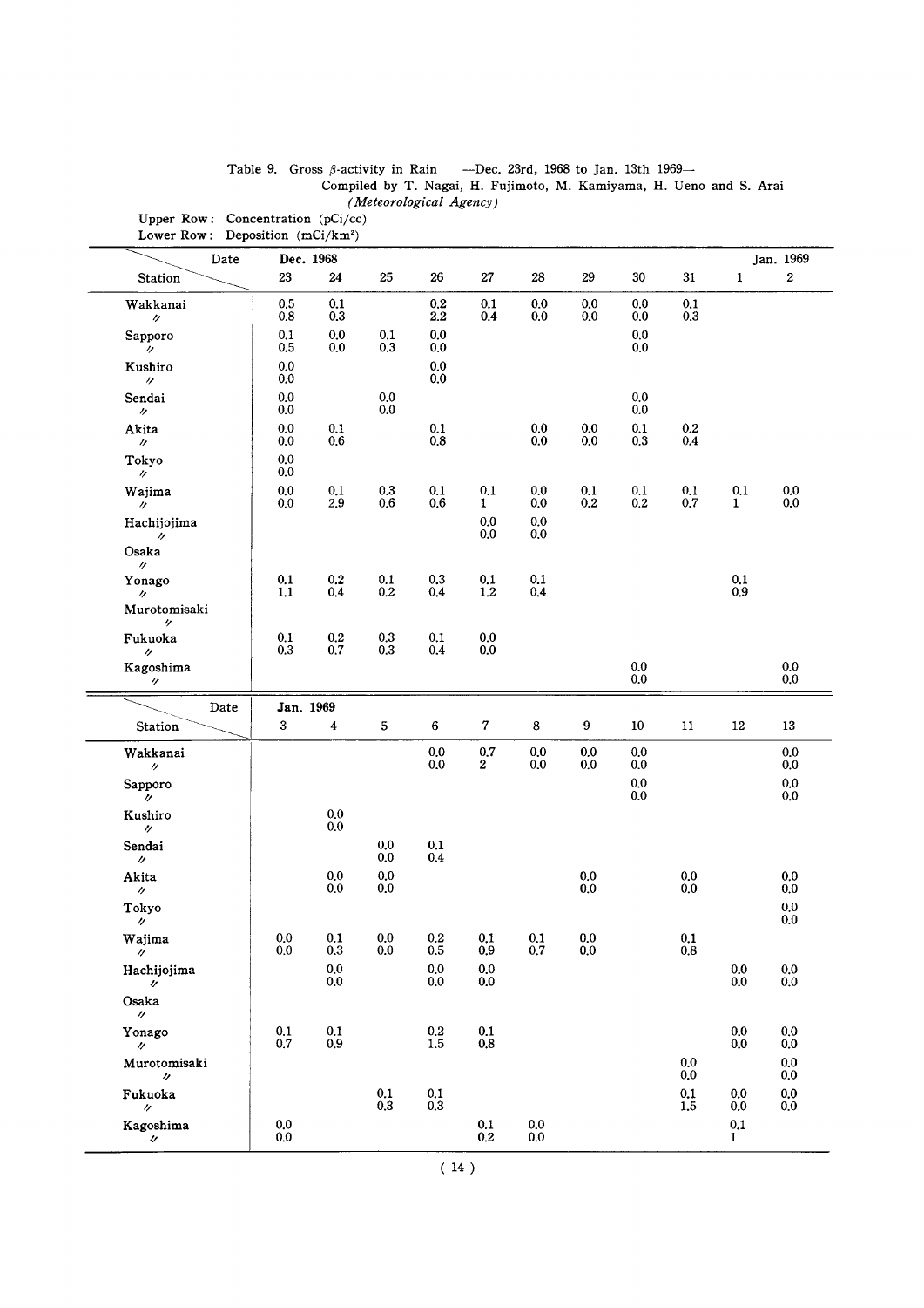Table 9. Gross β-activity in Rain —Dec. 23rd, 1968 to Jan. 13th 1969—

Compiled by T. Nagai, H. Fujimoto, M. Kamiyama, H. Ueno and S. Arai

*(Meteorological Agency)*

Upper Row: Concentration (pCi/cc)
Lower Row: Deposition (mCi/km²)

| Station \ Date | Dec. 1968 23 | 24 | 25 | 26 | 27 | 28 | 29 | 30 | 31 | Jan. 1969 1 | 2 |
|---|---|---|---|---|---|---|---|---|---|---|---|
| Wakkanai | 0.5 | 0.1 | | 0.2 | 0.1 | 0.0 | 0.0 | 0.0 | 0.1 | | |
| 〃 | 0.8 | 0.3 | | 2.2 | 0.4 | 0.0 | 0.0 | 0.0 | 0.3 | | |
| Sapporo | 0.1 | 0.0 | 0.1 | 0.0 | | | | 0.0 | | | |
| 〃 | 0.5 | 0.0 | 0.3 | 0.0 | | | | 0.0 | | | |
| Kushiro | 0.0 | | | 0.0 | | | | | | | |
| 〃 | 0.0 | | | 0.0 | | | | | | | |
| Sendai | 0.0 | | 0.0 | | | | | 0.0 | | | |
| 〃 | 0.0 | | 0.0 | | | | | 0.0 | | | |
| Akita | 0.0 | 0.1 | | 0.1 | | 0.0 | 0.0 | 0.1 | 0.2 | | |
| 〃 | 0.0 | 0.6 | | 0.8 | | 0.0 | 0.0 | 0.3 | 0.4 | | |
| Tokyo | 0.0 | | | | | | | | | | |
| 〃 | 0.0 | | | | | | | | | | |
| Wajima | 0.0 | 0.1 | 0.3 | 0.1 | 0.1 | 0.0 | 0.1 | 0.1 | 0.1 | 0.1 | 0.0 |
| 〃 | 0.0 | 2.9 | 0.6 | 0.6 | 1 | 0.0 | 0.2 | 0.2 | 0.7 | 1 | 0.0 |
| Hachijojima | | | | | 0.0 | 0.0 | | | | | |
| 〃 | | | | | 0.0 | 0.0 | | | | | |
| Osaka | | | | | | | | | | | |
| 〃 | | | | | | | | | | | |
| Yonago | 0.1 | 0.2 | 0.1 | 0.3 | 0.1 | 0.1 | | | | 0.1 | |
| 〃 | 1.1 | 0.4 | 0.2 | 0.4 | 1.2 | 0.4 | | | | 0.9 | |
| Murotomisaki | | | | | | | | | | | |
| 〃 | | | | | | | | | | | |
| Fukuoka | 0.1 | 0.2 | 0.3 | 0.1 | 0.0 | | | | | | |
| 〃 | 0.3 | 0.7 | 0.3 | 0.4 | 0.0 | | | | | | |
| Kagoshima | | | | | | | | 0.0 | | | 0.0 |
| 〃 | | | | | | | | 0.0 | | | 0.0 |

| Station \ Date | Jan. 1969 3 | 4 | 5 | 6 | 7 | 8 | 9 | 10 | 11 | 12 | 13 |
|---|---|---|---|---|---|---|---|---|---|---|---|
| Wakkanai | | | | 0.0 | 0.7 | 0.0 | 0.0 | 0.0 | | | 0.0 |
| 〃 | | | | 0.0 | 2 | 0.0 | 0.0 | 0.0 | | | 0.0 |
| Sapporo | | | | | | | | 0.0 | | | 0.0 |
| 〃 | | | | | | | | 0.0 | | | 0.0 |
| Kushiro | | 0.0 | | | | | | | | | |
| 〃 | | 0.0 | | | | | | | | | |
| Sendai | | | 0.0 | 0.1 | | | | | | | |
| 〃 | | | 0.0 | 0.4 | | | | | | | |
| Akita | | 0.0 | 0.0 | | | | 0.0 | | 0.0 | | 0.0 |
| 〃 | | 0.0 | 0.0 | | | | 0.0 | | 0.0 | | 0.0 |
| Tokyo | | | | | | | | | | | 0.0 |
| 〃 | | | | | | | | | | | 0.0 |
| Wajima | 0.0 | 0.1 | 0.0 | 0.2 | 0.1 | 0.1 | 0.0 | | 0.1 | | |
| 〃 | 0.0 | 0.3 | 0.0 | 0.5 | 0.9 | 0.7 | 0.0 | | 0.8 | | |
| Hachijojima | | 0.0 | | 0.0 | 0.0 | | | | | 0.0 | 0.0 |
| 〃 | | 0.0 | | 0.0 | 0.0 | | | | | 0.0 | 0.0 |
| Osaka | | | | | | | | | | | |
| 〃 | | | | | | | | | | | |
| Yonago | 0.1 | 0.1 | | 0.2 | 0.1 | | | | | 0.0 | 0.0 |
| 〃 | 0.7 | 0.9 | | 1.5 | 0.8 | | | | | 0.0 | 0.0 |
| Murotomisaki | | | | | | | | | 0.0 | | 0.0 |
| 〃 | | | | | | | | | 0.0 | | 0.0 |
| Fukuoka | | | 0.1 | 0.1 | | | | | 0.1 | 0.0 | 0.0 |
| 〃 | | | 0.3 | 0.3 | | | | | 1.5 | 0.0 | 0.0 |
| Kagoshima | 0.0 | | | | 0.1 | 0.0 | | | | 0.1 | |
| 〃 | 0.0 | | | | 0.2 | 0.0 | | | | 1 | |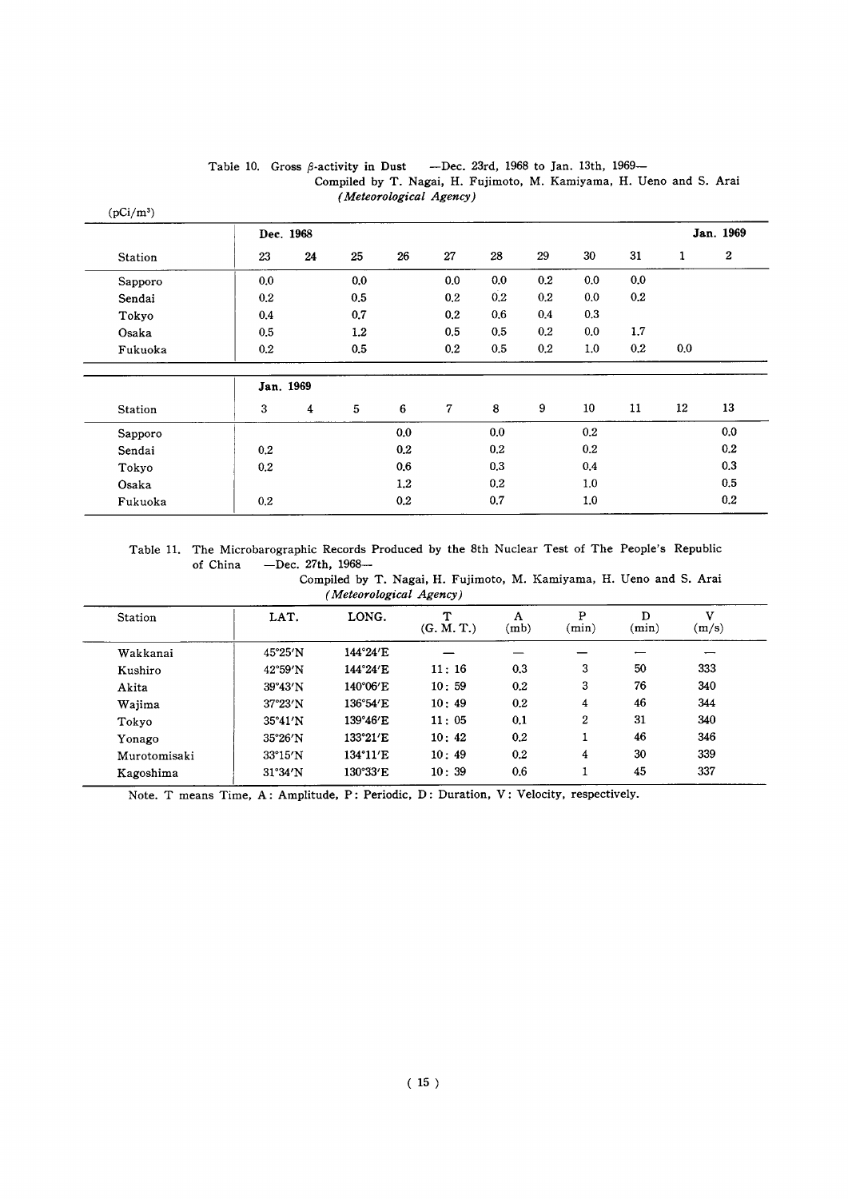Table 10. Gross β-activity in Dust —Dec. 23rd, 1968 to Jan. 13th, 1969—

Compiled by T. Nagai, H. Fujimoto, M. Kamiyama, H. Ueno and S. Arai

*(Meteorological Agency)*

(pCi/m³)

| | Dec. 1968 | | | | | | | | | Jan. 1969 | |
|---|---|---|---|---|---|---|---|---|---|---|---|
| Station | 23 | 24 | 25 | 26 | 27 | 28 | 29 | 30 | 31 | 1 | 2 |
| Sapporo | 0.0 | | 0.0 | | 0.0 | 0.0 | 0.2 | 0.0 | 0.0 | | |
| Sendai | 0.2 | | 0.5 | | 0.2 | 0.2 | 0.2 | 0.0 | 0.2 | | |
| Tokyo | 0.4 | | 0.7 | | 0.2 | 0.6 | 0.4 | 0.3 | | | |
| Osaka | 0.5 | | 1.2 | | 0.5 | 0.5 | 0.2 | 0.0 | 1.7 | | |
| Fukuoka | 0.2 | | 0.5 | | 0.2 | 0.5 | 0.2 | 1.0 | 0.2 | 0.0 | |

| | Jan. 1969 | | | | | | | | | | |
|---|---|---|---|---|---|---|---|---|---|---|---|
| Station | 3 | 4 | 5 | 6 | 7 | 8 | 9 | 10 | 11 | 12 | 13 |
| Sapporo | | | | 0.0 | | 0.0 | | 0.2 | | | 0.0 |
| Sendai | 0.2 | | | 0.2 | | 0.2 | | 0.2 | | | 0.2 |
| Tokyo | 0.2 | | | 0.6 | | 0.3 | | 0.4 | | | 0.3 |
| Osaka | | | | 1.2 | | 0.2 | | 1.0 | | | 0.5 |
| Fukuoka | 0.2 | | | 0.2 | | 0.7 | | 1.0 | | | 0.2 |

Table 11. The Microbarographic Records Produced by the 8th Nuclear Test of The People's Republic of China —Dec. 27th, 1968—

Compiled by T. Nagai, H. Fujimoto, M. Kamiyama, H. Ueno and S. Arai

*(Meteorological Agency)*

| Station | LAT. | LONG. | T (G. M. T.) | A (mb) | P (min) | D (min) | V (m/s) |
|---|---|---|---|---|---|---|---|
| Wakkanai | 45°25′N | 144°24′E | — | — | — | — | — |
| Kushiro | 42°59′N | 144°24′E | 11: 16 | 0.3 | 3 | 50 | 333 |
| Akita | 39°43′N | 140°06′E | 10: 59 | 0.2 | 3 | 76 | 340 |
| Wajima | 37°23′N | 136°54′E | 10: 49 | 0.2 | 4 | 46 | 344 |
| Tokyo | 35°41′N | 139°46′E | 11: 05 | 0.1 | 2 | 31 | 340 |
| Yonago | 35°26′N | 133°21′E | 10: 42 | 0.2 | 1 | 46 | 346 |
| Murotomisaki | 33°15′N | 134°11′E | 10: 49 | 0.2 | 4 | 30 | 339 |
| Kagoshima | 31°34′N | 130°33′E | 10: 39 | 0.6 | 1 | 45 | 337 |

Note. T means Time, A: Amplitude, P: Periodic, D: Duration, V: Velocity, respectively.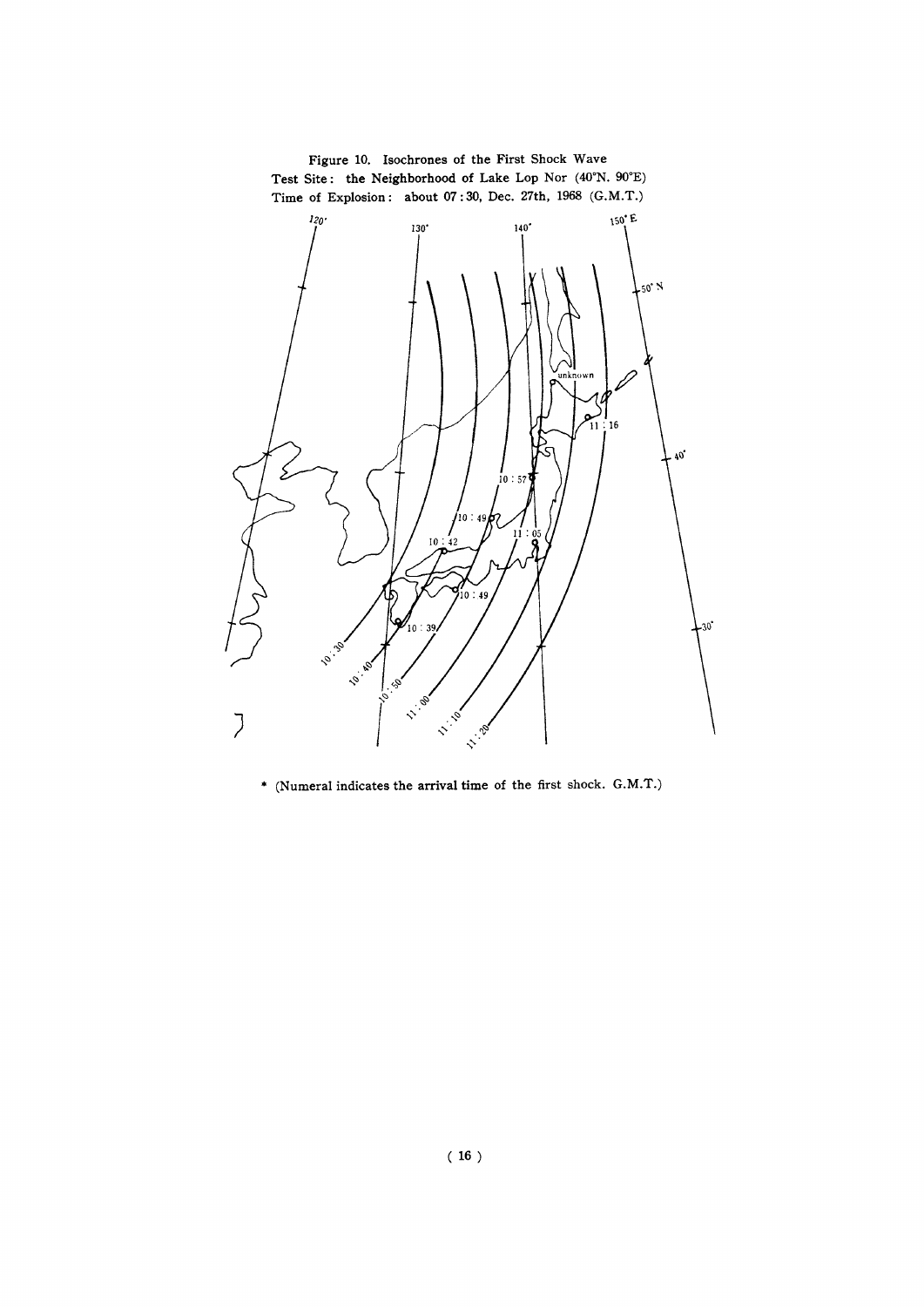Figure 10. Isochrones of the First Shock Wave
Test Site: the Neighborhood of Lake Lop Nor (40°N. 90°E)
Time of Explosion: about 07:30, Dec. 27th, 1968 (G.M.T.)

* (Numeral indicates the arrival time of the first shock. G.M.T.)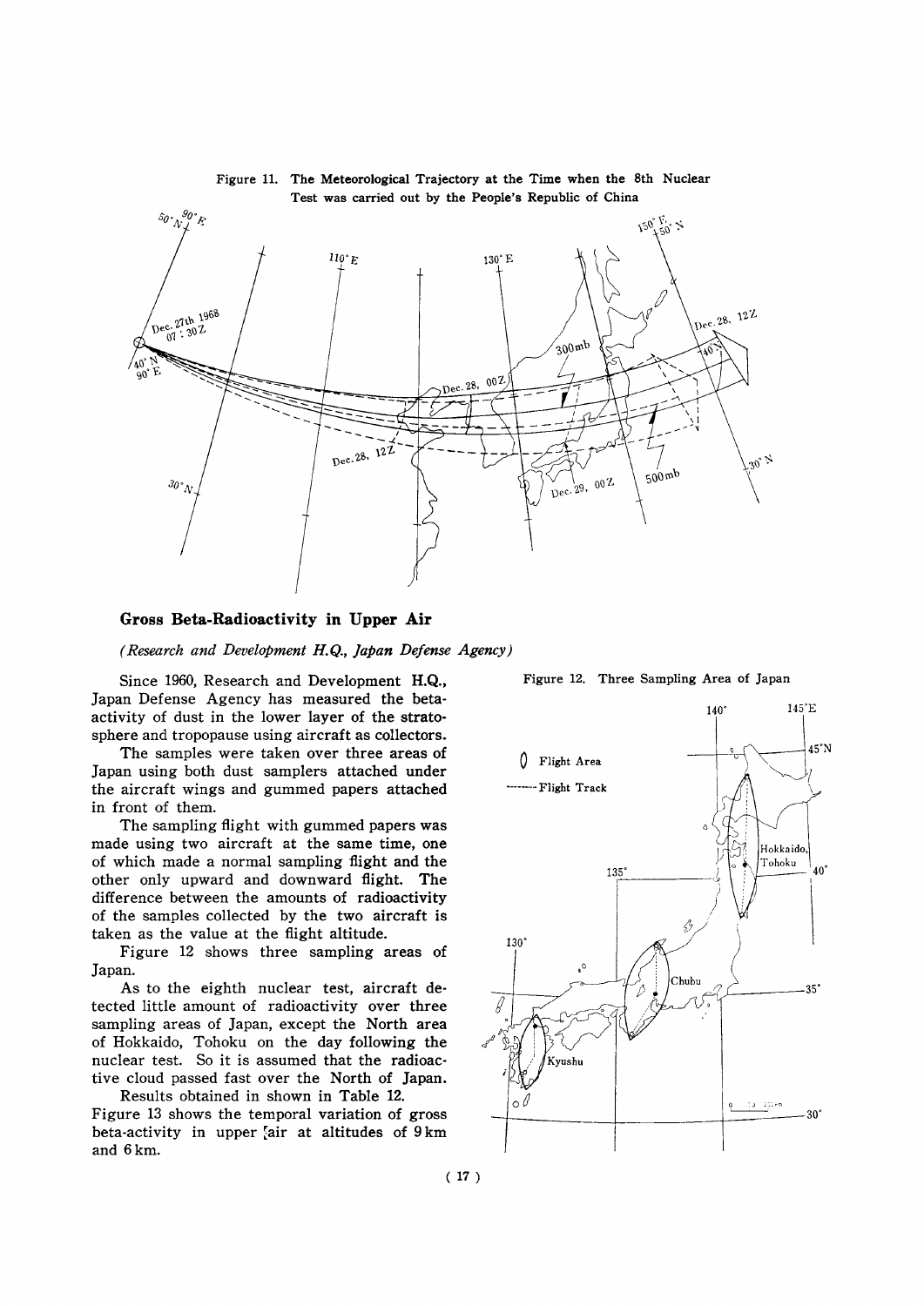Figure 11. The Meteorological Trajectory at the Time when the 8th Nuclear Test was carried out by the People's Republic of China

## Gross Beta-Radioactivity in Upper Air

*(Research and Development H.Q., Japan Defense Agency)*

Since 1960, Research and Development H.Q., Japan Defense Agency has measured the beta-activity of dust in the lower layer of the stratosphere and tropopause using aircraft as collectors.

The samples were taken over three areas of Japan using both dust samplers attached under the aircraft wings and gummed papers attached in front of them.

The sampling flight with gummed papers was made using two aircraft at the same time, one of which made a normal sampling flight and the other only upward and downward flight. The difference between the amounts of radioactivity of the samples collected by the two aircraft is taken as the value at the flight altitude.

Figure 12 shows three sampling areas of Japan.

As to the eighth nuclear test, aircraft detected little amount of radioactivity over three sampling areas of Japan, except the North area of Hokkaido, Tohoku on the day following the nuclear test. So it is assumed that the radioactive cloud passed fast over the North of Japan.

Results obtained in shown in Table 12.

Figure 13 shows the temporal variation of gross beta-activity in upper air at altitudes of 9 km and 6 km.

Figure 12. Three Sampling Area of Japan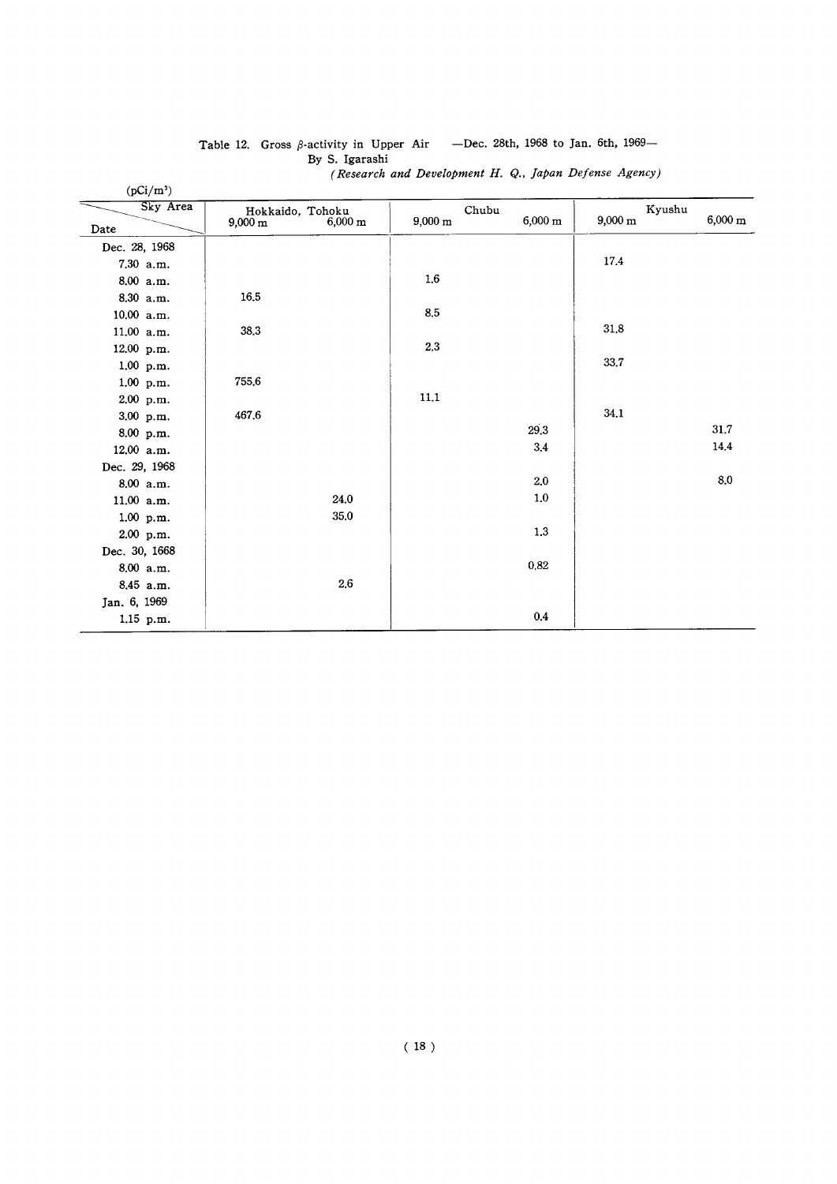Table 12. Gross $\beta$-activity in Upper Air —Dec. 28th, 1968 to Jan. 6th, 1969—
By S. Igarashi
*(Research and Development H. Q., Japan Defense Agency)*

($pCi/m^3$)

| Sky Area / Date | Hokkaido, Tohoku 9,000 m | Hokkaido, Tohoku 6,000 m | Chubu 9,000 m | Chubu 6,000 m | Kyushu 9,000 m | Kyushu 6,000 m |
|---|---|---|---|---|---|---|
| Dec. 28, 1968 | | | | | | |
| 7.30 a.m. | | | | | 17.4 | |
| 8.00 a.m. | | | 1.6 | | | |
| 8.30 a.m. | 16.5 | | | | | |
| 10.00 a.m. | | | 8.5 | | | |
| 11.00 a.m. | 38.3 | | | | 31.8 | |
| 12.00 p.m. | | | 2.3 | | | |
| 1.00 p.m. | | | | | 33.7 | |
| 1.00 p.m. | 755.6 | | | | | |
| 2.00 p.m. | | | 11.1 | | | |
| 3.00 p.m. | 467.6 | | | | 34.1 | |
| 8.00 p.m. | | | | 29.3 | | 31.7 |
| 12.00 a.m. | | | | 3.4 | | 14.4 |
| Dec. 29, 1968 | | | | | | |
| 8.00 a.m. | | | | 2.0 | | 8.0 |
| 11.00 a.m. | | 24.0 | | 1.0 | | |
| 1.00 p.m. | | 35.0 | | | | |
| 2.00 p.m. | | | | 1.3 | | |
| Dec. 30, 1668 | | | | | | |
| 8.00 a.m. | | | | 0.82 | | |
| 8.45 a.m. | | 2.6 | | | | |
| Jan. 6, 1969 | | | | | | |
| 1.15 p.m. | | | | 0.4 | | |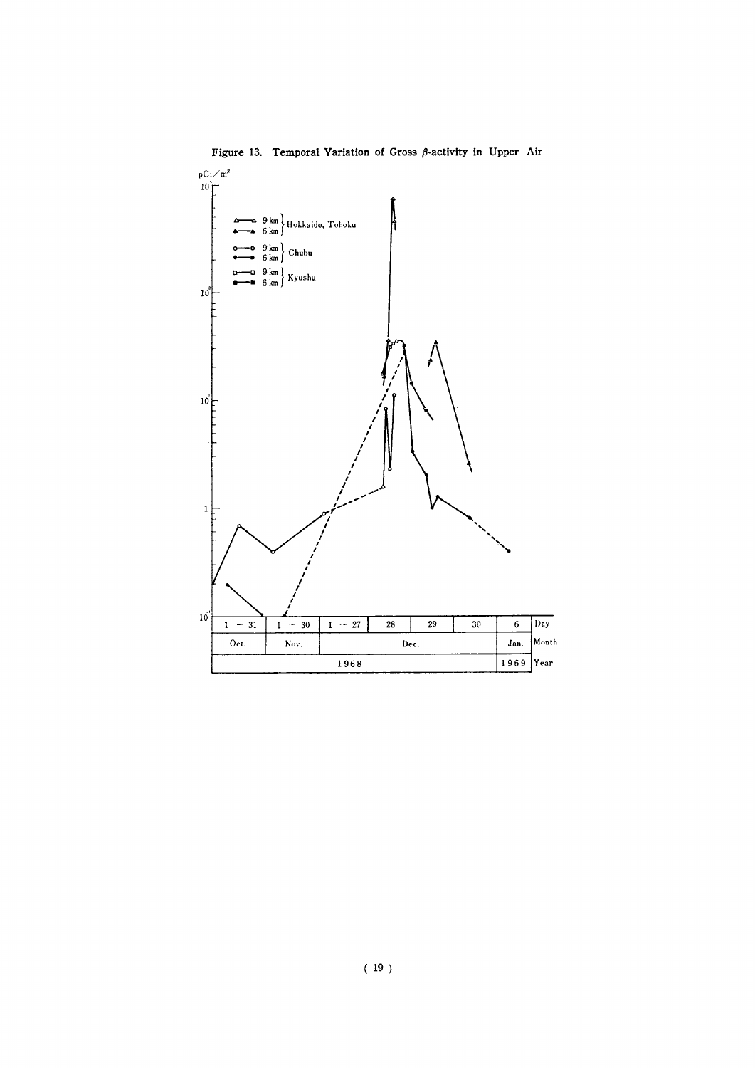Figure 13. Temporal Variation of Gross $\beta$-activity in Upper Air

pCi／m³

$10^3$

$10^2$

$10^1$

1

$10^{-1}$

9 km, 6 km } Hokkaido, Tohoku

9 km, 6 km } Chubu

9 km, 6 km } Kyushu

1 ～ 31 | 1 ～ 30 | 1 ～ 27 | 28 | 29 | 30 | 6 | Day

Oct. | Nov. | Dec. | Jan. | Month

1968 | 1969 | Year